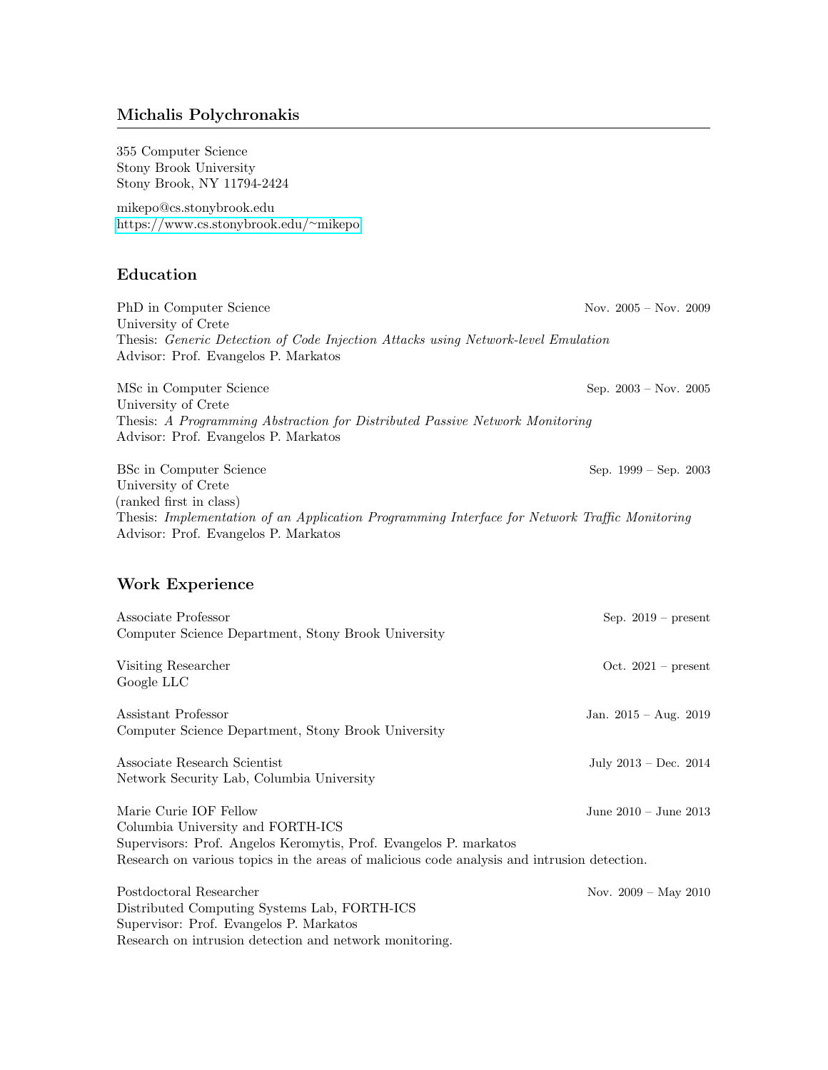# Michalis Polychronakis

355 Computer Science
Stony Brook University
Stony Brook, NY 11794-2424

mikepo@cs.stonybrook.edu
https://www.cs.stonybrook.edu/~mikepo

## Education

PhD in Computer Science — Nov. 2005 – Nov. 2009
University of Crete
Thesis: *Generic Detection of Code Injection Attacks using Network-level Emulation*
Advisor: Prof. Evangelos P. Markatos

MSc in Computer Science — Sep. 2003 – Nov. 2005
University of Crete
Thesis: *A Programming Abstraction for Distributed Passive Network Monitoring*
Advisor: Prof. Evangelos P. Markatos

BSc in Computer Science — Sep. 1999 – Sep. 2003
University of Crete
(ranked first in class)
Thesis: *Implementation of an Application Programming Interface for Network Traffic Monitoring*
Advisor: Prof. Evangelos P. Markatos

## Work Experience

Associate Professor — Sep. 2019 – present
Computer Science Department, Stony Brook University

Visiting Researcher — Oct. 2021 – present
Google LLC

Assistant Professor — Jan. 2015 – Aug. 2019
Computer Science Department, Stony Brook University

Associate Research Scientist — July 2013 – Dec. 2014
Network Security Lab, Columbia University

Marie Curie IOF Fellow — June 2010 – June 2013
Columbia University and FORTH-ICS
Supervisors: Prof. Angelos Keromytis, Prof. Evangelos P. markatos
Research on various topics in the areas of malicious code analysis and intrusion detection.

Postdoctoral Researcher — Nov. 2009 – May 2010
Distributed Computing Systems Lab, FORTH-ICS
Supervisor: Prof. Evangelos P. Markatos
Research on intrusion detection and network monitoring.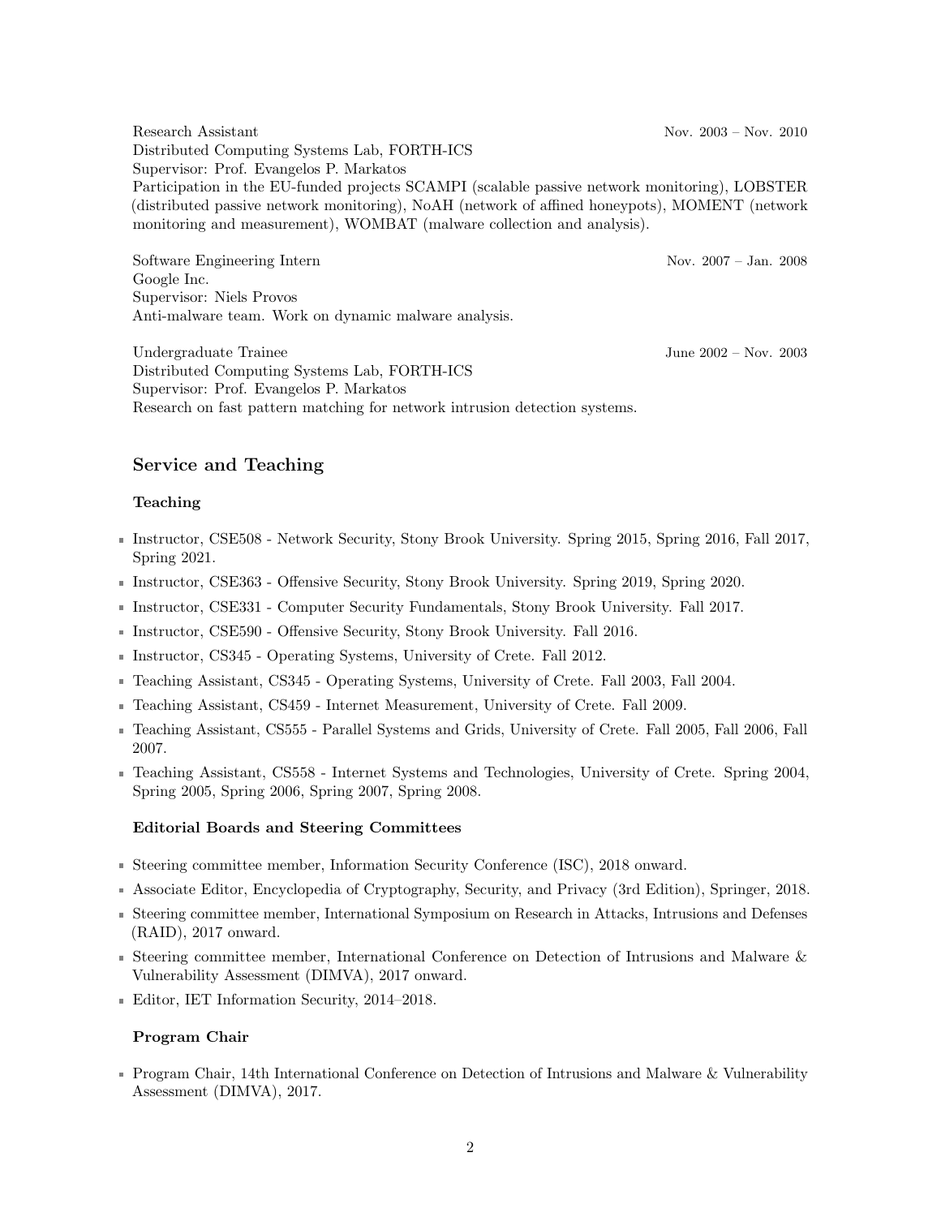Research Assistant Nov. 2003 – Nov. 2010
Distributed Computing Systems Lab, FORTH-ICS
Supervisor: Prof. Evangelos P. Markatos
Participation in the EU-funded projects SCAMPI (scalable passive network monitoring), LOBSTER (distributed passive network monitoring), NoAH (network of affined honeypots), MOMENT (network monitoring and measurement), WOMBAT (malware collection and analysis).

Software Engineering Intern Nov. 2007 – Jan. 2008
Google Inc.
Supervisor: Niels Provos
Anti-malware team. Work on dynamic malware analysis.

Undergraduate Trainee June 2002 – Nov. 2003
Distributed Computing Systems Lab, FORTH-ICS
Supervisor: Prof. Evangelos P. Markatos
Research on fast pattern matching for network intrusion detection systems.

## Service and Teaching

### Teaching

- Instructor, CSE508 - Network Security, Stony Brook University. Spring 2015, Spring 2016, Fall 2017, Spring 2021.
- Instructor, CSE363 - Offensive Security, Stony Brook University. Spring 2019, Spring 2020.
- Instructor, CSE331 - Computer Security Fundamentals, Stony Brook University. Fall 2017.
- Instructor, CSE590 - Offensive Security, Stony Brook University. Fall 2016.
- Instructor, CS345 - Operating Systems, University of Crete. Fall 2012.
- Teaching Assistant, CS345 - Operating Systems, University of Crete. Fall 2003, Fall 2004.
- Teaching Assistant, CS459 - Internet Measurement, University of Crete. Fall 2009.
- Teaching Assistant, CS555 - Parallel Systems and Grids, University of Crete. Fall 2005, Fall 2006, Fall 2007.
- Teaching Assistant, CS558 - Internet Systems and Technologies, University of Crete. Spring 2004, Spring 2005, Spring 2006, Spring 2007, Spring 2008.

### Editorial Boards and Steering Committees

- Steering committee member, Information Security Conference (ISC), 2018 onward.
- Associate Editor, Encyclopedia of Cryptography, Security, and Privacy (3rd Edition), Springer, 2018.
- Steering committee member, International Symposium on Research in Attacks, Intrusions and Defenses (RAID), 2017 onward.
- Steering committee member, International Conference on Detection of Intrusions and Malware & Vulnerability Assessment (DIMVA), 2017 onward.
- Editor, IET Information Security, 2014–2018.

### Program Chair

- Program Chair, 14th International Conference on Detection of Intrusions and Malware & Vulnerability Assessment (DIMVA), 2017.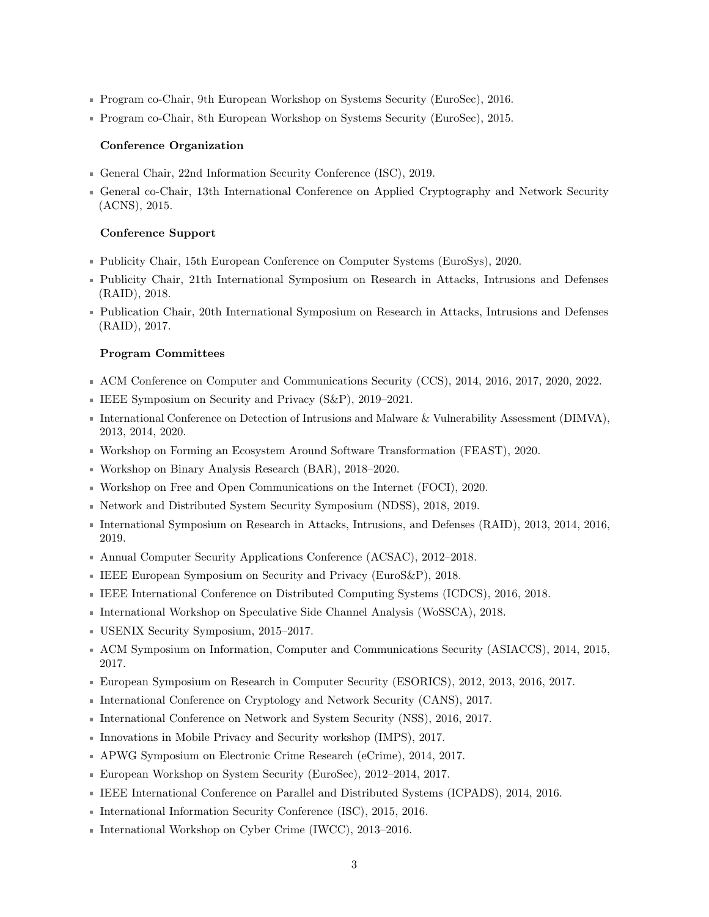- Program co-Chair, 9th European Workshop on Systems Security (EuroSec), 2016.
- Program co-Chair, 8th European Workshop on Systems Security (EuroSec), 2015.

### Conference Organization

- General Chair, 22nd Information Security Conference (ISC), 2019.
- General co-Chair, 13th International Conference on Applied Cryptography and Network Security (ACNS), 2015.

### Conference Support

- Publicity Chair, 15th European Conference on Computer Systems (EuroSys), 2020.
- Publicity Chair, 21th International Symposium on Research in Attacks, Intrusions and Defenses (RAID), 2018.
- Publication Chair, 20th International Symposium on Research in Attacks, Intrusions and Defenses (RAID), 2017.

### Program Committees

- ACM Conference on Computer and Communications Security (CCS), 2014, 2016, 2017, 2020, 2022.
- IEEE Symposium on Security and Privacy (S&P), 2019–2021.
- International Conference on Detection of Intrusions and Malware & Vulnerability Assessment (DIMVA), 2013, 2014, 2020.
- Workshop on Forming an Ecosystem Around Software Transformation (FEAST), 2020.
- Workshop on Binary Analysis Research (BAR), 2018–2020.
- Workshop on Free and Open Communications on the Internet (FOCI), 2020.
- Network and Distributed System Security Symposium (NDSS), 2018, 2019.
- International Symposium on Research in Attacks, Intrusions, and Defenses (RAID), 2013, 2014, 2016, 2019.
- Annual Computer Security Applications Conference (ACSAC), 2012–2018.
- IEEE European Symposium on Security and Privacy (EuroS&P), 2018.
- IEEE International Conference on Distributed Computing Systems (ICDCS), 2016, 2018.
- International Workshop on Speculative Side Channel Analysis (WoSSCA), 2018.
- USENIX Security Symposium, 2015–2017.
- ACM Symposium on Information, Computer and Communications Security (ASIACCS), 2014, 2015, 2017.
- European Symposium on Research in Computer Security (ESORICS), 2012, 2013, 2016, 2017.
- International Conference on Cryptology and Network Security (CANS), 2017.
- International Conference on Network and System Security (NSS), 2016, 2017.
- Innovations in Mobile Privacy and Security workshop (IMPS), 2017.
- APWG Symposium on Electronic Crime Research (eCrime), 2014, 2017.
- European Workshop on System Security (EuroSec), 2012–2014, 2017.
- IEEE International Conference on Parallel and Distributed Systems (ICPADS), 2014, 2016.
- International Information Security Conference (ISC), 2015, 2016.
- International Workshop on Cyber Crime (IWCC), 2013–2016.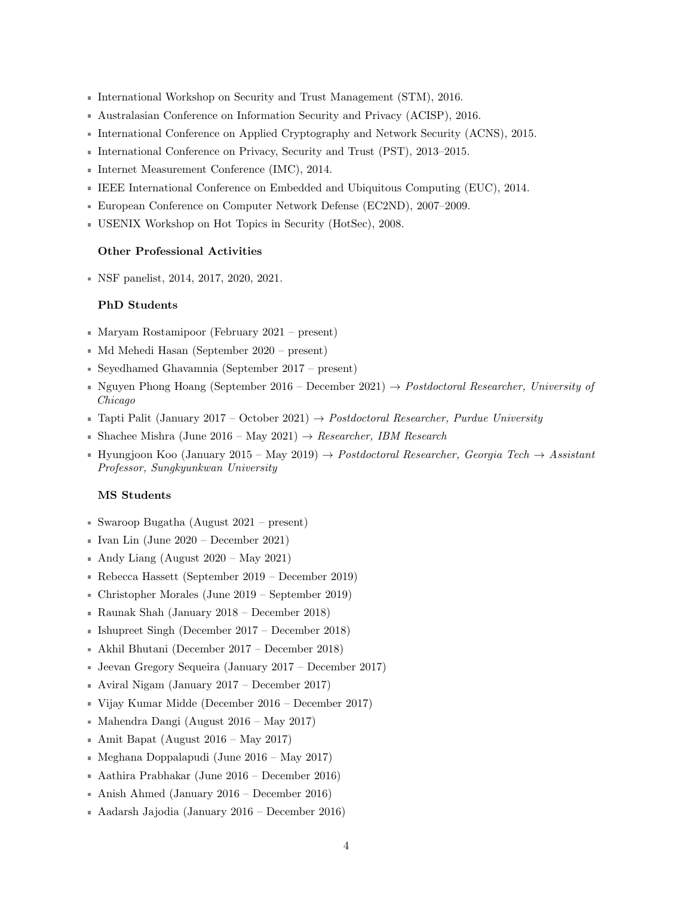- International Workshop on Security and Trust Management (STM), 2016.
- Australasian Conference on Information Security and Privacy (ACISP), 2016.
- International Conference on Applied Cryptography and Network Security (ACNS), 2015.
- International Conference on Privacy, Security and Trust (PST), 2013–2015.
- Internet Measurement Conference (IMC), 2014.
- IEEE International Conference on Embedded and Ubiquitous Computing (EUC), 2014.
- European Conference on Computer Network Defense (EC2ND), 2007–2009.
- USENIX Workshop on Hot Topics in Security (HotSec), 2008.

**Other Professional Activities**

- NSF panelist, 2014, 2017, 2020, 2021.

**PhD Students**

- Maryam Rostamipoor (February 2021 – present)
- Md Mehedi Hasan (September 2020 – present)
- Seyedhamed Ghavamnia (September 2017 – present)
- Nguyen Phong Hoang (September 2016 – December 2021) → *Postdoctoral Researcher, University of Chicago*
- Tapti Palit (January 2017 – October 2021) → *Postdoctoral Researcher, Purdue University*
- Shachee Mishra (June 2016 – May 2021) → *Researcher, IBM Research*
- Hyungjoon Koo (January 2015 – May 2019) → *Postdoctoral Researcher, Georgia Tech* → *Assistant Professor, Sungkyunkwan University*

**MS Students**

- Swaroop Bugatha (August 2021 – present)
- Ivan Lin (June 2020 – December 2021)
- Andy Liang (August 2020 – May 2021)
- Rebecca Hassett (September 2019 – December 2019)
- Christopher Morales (June 2019 – September 2019)
- Raunak Shah (January 2018 – December 2018)
- Ishupreet Singh (December 2017 – December 2018)
- Akhil Bhutani (December 2017 – December 2018)
- Jeevan Gregory Sequeira (January 2017 – December 2017)
- Aviral Nigam (January 2017 – December 2017)
- Vijay Kumar Midde (December 2016 – December 2017)
- Mahendra Dangi (August 2016 – May 2017)
- Amit Bapat (August 2016 – May 2017)
- Meghana Doppalapudi (June 2016 – May 2017)
- Aathira Prabhakar (June 2016 – December 2016)
- Anish Ahmed (January 2016 – December 2016)
- Aadarsh Jajodia (January 2016 – December 2016)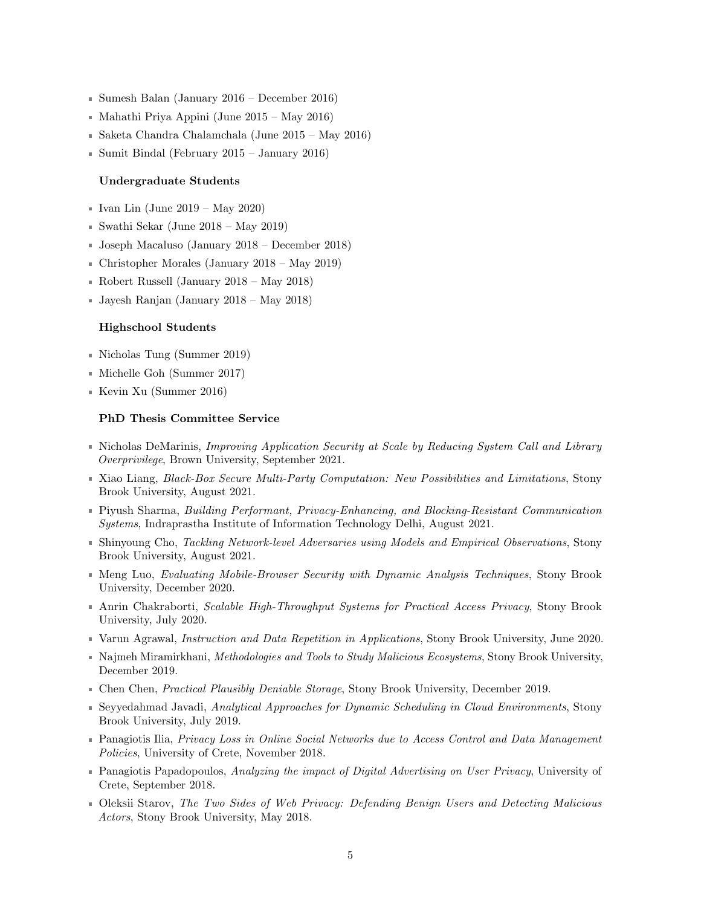- Sumesh Balan (January 2016 – December 2016)
- Mahathi Priya Appini (June 2015 – May 2016)
- Saketa Chandra Chalamchala (June 2015 – May 2016)
- Sumit Bindal (February 2015 – January 2016)

### Undergraduate Students

- Ivan Lin (June 2019 – May 2020)
- Swathi Sekar (June 2018 – May 2019)
- Joseph Macaluso (January 2018 – December 2018)
- Christopher Morales (January 2018 – May 2019)
- Robert Russell (January 2018 – May 2018)
- Jayesh Ranjan (January 2018 – May 2018)

### Highschool Students

- Nicholas Tung (Summer 2019)
- Michelle Goh (Summer 2017)
- Kevin Xu (Summer 2016)

### PhD Thesis Committee Service

- Nicholas DeMarinis, *Improving Application Security at Scale by Reducing System Call and Library Overprivilege*, Brown University, September 2021.
- Xiao Liang, *Black-Box Secure Multi-Party Computation: New Possibilities and Limitations*, Stony Brook University, August 2021.
- Piyush Sharma, *Building Performant, Privacy-Enhancing, and Blocking-Resistant Communication Systems*, Indraprastha Institute of Information Technology Delhi, August 2021.
- Shinyoung Cho, *Tackling Network-level Adversaries using Models and Empirical Observations*, Stony Brook University, August 2021.
- Meng Luo, *Evaluating Mobile-Browser Security with Dynamic Analysis Techniques*, Stony Brook University, December 2020.
- Anrin Chakraborti, *Scalable High-Throughput Systems for Practical Access Privacy*, Stony Brook University, July 2020.
- Varun Agrawal, *Instruction and Data Repetition in Applications*, Stony Brook University, June 2020.
- Najmeh Miramirkhani, *Methodologies and Tools to Study Malicious Ecosystems*, Stony Brook University, December 2019.
- Chen Chen, *Practical Plausibly Deniable Storage*, Stony Brook University, December 2019.
- Seyyedahmad Javadi, *Analytical Approaches for Dynamic Scheduling in Cloud Environments*, Stony Brook University, July 2019.
- Panagiotis Ilia, *Privacy Loss in Online Social Networks due to Access Control and Data Management Policies*, University of Crete, November 2018.
- Panagiotis Papadopoulos, *Analyzing the impact of Digital Advertising on User Privacy*, University of Crete, September 2018.
- Oleksii Starov, *The Two Sides of Web Privacy: Defending Benign Users and Detecting Malicious Actors*, Stony Brook University, May 2018.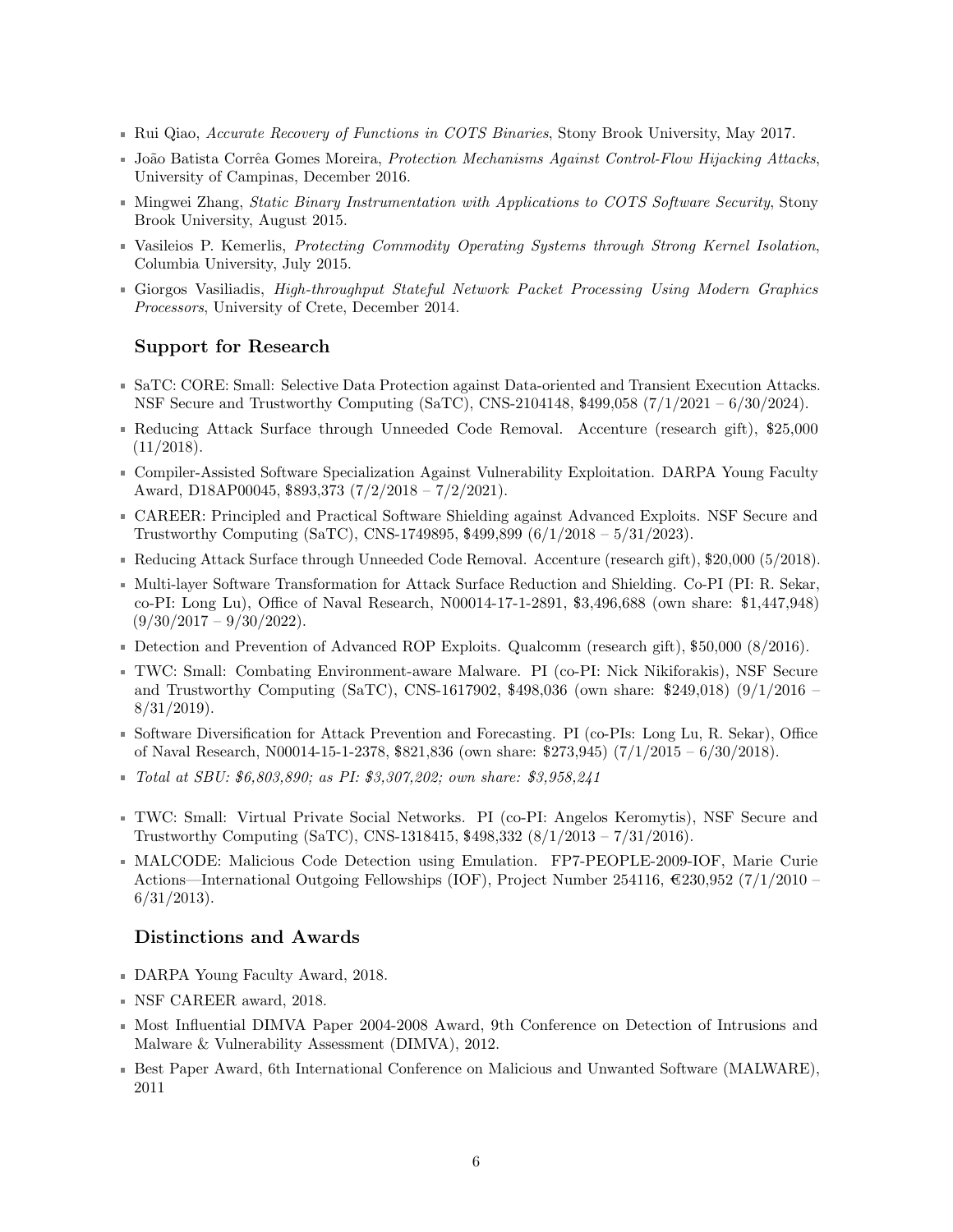- Rui Qiao, *Accurate Recovery of Functions in COTS Binaries*, Stony Brook University, May 2017.
- João Batista Corrêa Gomes Moreira, *Protection Mechanisms Against Control-Flow Hijacking Attacks*, University of Campinas, December 2016.
- Mingwei Zhang, *Static Binary Instrumentation with Applications to COTS Software Security*, Stony Brook University, August 2015.
- Vasileios P. Kemerlis, *Protecting Commodity Operating Systems through Strong Kernel Isolation*, Columbia University, July 2015.
- Giorgos Vasiliadis, *High-throughput Stateful Network Packet Processing Using Modern Graphics Processors*, University of Crete, December 2014.

## Support for Research

- SaTC: CORE: Small: Selective Data Protection against Data-oriented and Transient Execution Attacks. NSF Secure and Trustworthy Computing (SaTC), CNS-2104148, $499,058 (7/1/2021 – 6/30/2024).
- Reducing Attack Surface through Unneeded Code Removal. Accenture (research gift), $25,000 (11/2018).
- Compiler-Assisted Software Specialization Against Vulnerability Exploitation. DARPA Young Faculty Award, D18AP00045, $893,373 (7/2/2018 – 7/2/2021).
- CAREER: Principled and Practical Software Shielding against Advanced Exploits. NSF Secure and Trustworthy Computing (SaTC), CNS-1749895, $499,899 (6/1/2018 – 5/31/2023).
- Reducing Attack Surface through Unneeded Code Removal. Accenture (research gift), $20,000 (5/2018).
- Multi-layer Software Transformation for Attack Surface Reduction and Shielding. Co-PI (PI: R. Sekar, co-PI: Long Lu), Office of Naval Research, N00014-17-1-2891, $3,496,688 (own share: $1,447,948) (9/30/2017 – 9/30/2022).
- Detection and Prevention of Advanced ROP Exploits. Qualcomm (research gift), $50,000 (8/2016).
- TWC: Small: Combating Environment-aware Malware. PI (co-PI: Nick Nikiforakis), NSF Secure and Trustworthy Computing (SaTC), CNS-1617902, $498,036 (own share: $249,018) (9/1/2016 – 8/31/2019).
- Software Diversification for Attack Prevention and Forecasting. PI (co-PIs: Long Lu, R. Sekar), Office of Naval Research, N00014-15-1-2378, $821,836 (own share: $273,945) (7/1/2015 – 6/30/2018).
- *Total at SBU: $6,803,890; as PI: $3,307,202; own share: $3,958,241*

- TWC: Small: Virtual Private Social Networks. PI (co-PI: Angelos Keromytis), NSF Secure and Trustworthy Computing (SaTC), CNS-1318415, $498,332 (8/1/2013 – 7/31/2016).
- MALCODE: Malicious Code Detection using Emulation. FP7-PEOPLE-2009-IOF, Marie Curie Actions—International Outgoing Fellowships (IOF), Project Number 254116, €230,952 (7/1/2010 – 6/31/2013).

## Distinctions and Awards

- DARPA Young Faculty Award, 2018.
- NSF CAREER award, 2018.
- Most Influential DIMVA Paper 2004-2008 Award, 9th Conference on Detection of Intrusions and Malware & Vulnerability Assessment (DIMVA), 2012.
- Best Paper Award, 6th International Conference on Malicious and Unwanted Software (MALWARE), 2011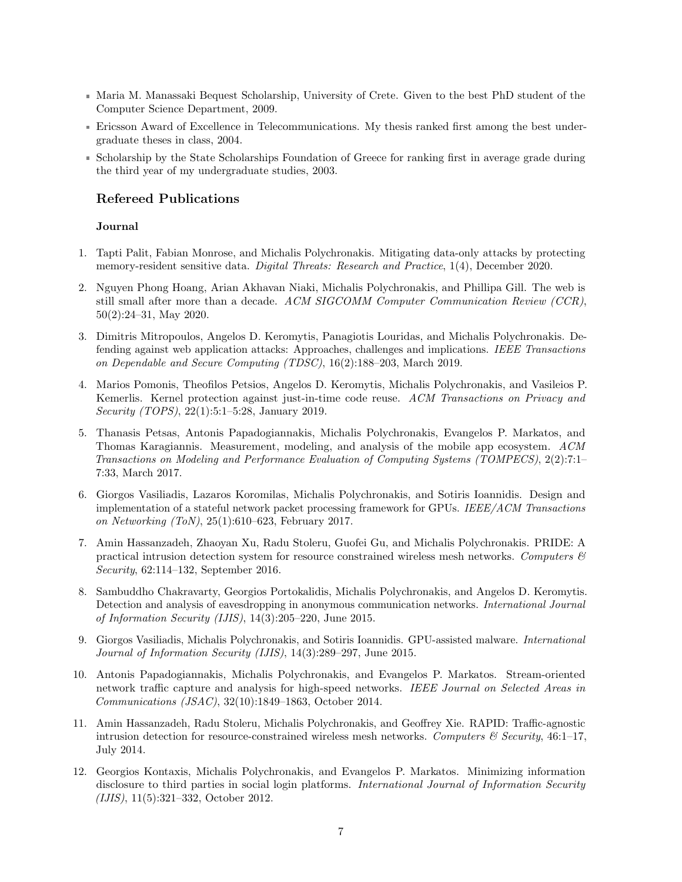- Maria M. Manassaki Bequest Scholarship, University of Crete. Given to the best PhD student of the Computer Science Department, 2009.
- Ericsson Award of Excellence in Telecommunications. My thesis ranked first among the best undergraduate theses in class, 2004.
- Scholarship by the State Scholarships Foundation of Greece for ranking first in average grade during the third year of my undergraduate studies, 2003.

## Refereed Publications

### Journal

1. Tapti Palit, Fabian Monrose, and Michalis Polychronakis. Mitigating data-only attacks by protecting memory-resident sensitive data. *Digital Threats: Research and Practice*, 1(4), December 2020.
2. Nguyen Phong Hoang, Arian Akhavan Niaki, Michalis Polychronakis, and Phillipa Gill. The web is still small after more than a decade. *ACM SIGCOMM Computer Communication Review (CCR)*, 50(2):24–31, May 2020.
3. Dimitris Mitropoulos, Angelos D. Keromytis, Panagiotis Louridas, and Michalis Polychronakis. Defending against web application attacks: Approaches, challenges and implications. *IEEE Transactions on Dependable and Secure Computing (TDSC)*, 16(2):188–203, March 2019.
4. Marios Pomonis, Theofilos Petsios, Angelos D. Keromytis, Michalis Polychronakis, and Vasileios P. Kemerlis. Kernel protection against just-in-time code reuse. *ACM Transactions on Privacy and Security (TOPS)*, 22(1):5:1–5:28, January 2019.
5. Thanasis Petsas, Antonis Papadogiannakis, Michalis Polychronakis, Evangelos P. Markatos, and Thomas Karagiannis. Measurement, modeling, and analysis of the mobile app ecosystem. *ACM Transactions on Modeling and Performance Evaluation of Computing Systems (TOMPECS)*, 2(2):7:1–7:33, March 2017.
6. Giorgos Vasiliadis, Lazaros Koromilas, Michalis Polychronakis, and Sotiris Ioannidis. Design and implementation of a stateful network packet processing framework for GPUs. *IEEE/ACM Transactions on Networking (ToN)*, 25(1):610–623, February 2017.
7. Amin Hassanzadeh, Zhaoyan Xu, Radu Stoleru, Guofei Gu, and Michalis Polychronakis. PRIDE: A practical intrusion detection system for resource constrained wireless mesh networks. *Computers & Security*, 62:114–132, September 2016.
8. Sambuddho Chakravarty, Georgios Portokalidis, Michalis Polychronakis, and Angelos D. Keromytis. Detection and analysis of eavesdropping in anonymous communication networks. *International Journal of Information Security (IJIS)*, 14(3):205–220, June 2015.
9. Giorgos Vasiliadis, Michalis Polychronakis, and Sotiris Ioannidis. GPU-assisted malware. *International Journal of Information Security (IJIS)*, 14(3):289–297, June 2015.
10. Antonis Papadogiannakis, Michalis Polychronakis, and Evangelos P. Markatos. Stream-oriented network traffic capture and analysis for high-speed networks. *IEEE Journal on Selected Areas in Communications (JSAC)*, 32(10):1849–1863, October 2014.
11. Amin Hassanzadeh, Radu Stoleru, Michalis Polychronakis, and Geoffrey Xie. RAPID: Traffic-agnostic intrusion detection for resource-constrained wireless mesh networks. *Computers & Security*, 46:1–17, July 2014.
12. Georgios Kontaxis, Michalis Polychronakis, and Evangelos P. Markatos. Minimizing information disclosure to third parties in social login platforms. *International Journal of Information Security (IJIS)*, 11(5):321–332, October 2012.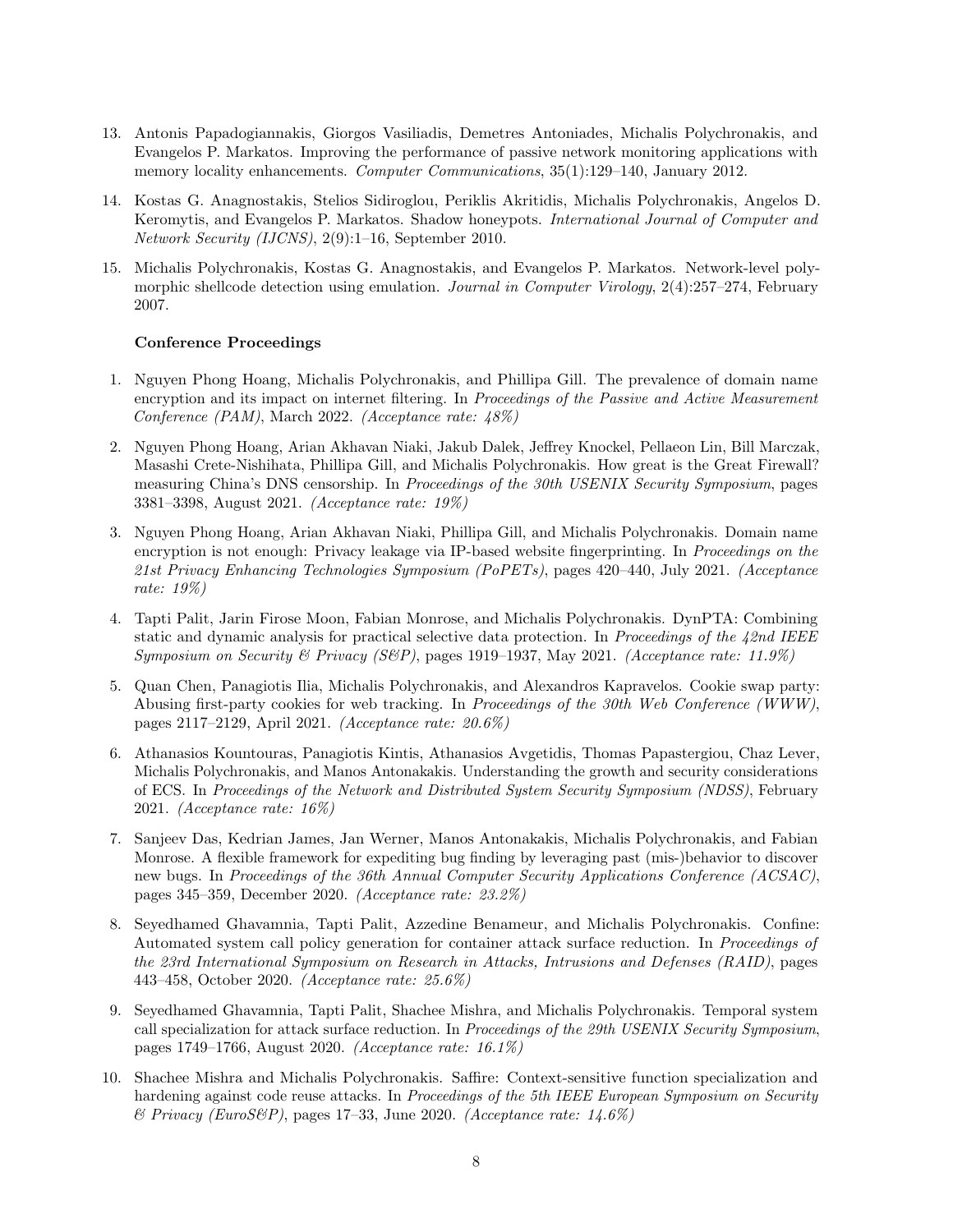13. Antonis Papadogiannakis, Giorgos Vasiliadis, Demetres Antoniades, Michalis Polychronakis, and Evangelos P. Markatos. Improving the performance of passive network monitoring applications with memory locality enhancements. *Computer Communications*, 35(1):129–140, January 2012.

14. Kostas G. Anagnostakis, Stelios Sidiroglou, Periklis Akritidis, Michalis Polychronakis, Angelos D. Keromytis, and Evangelos P. Markatos. Shadow honeypots. *International Journal of Computer and Network Security (IJCNS)*, 2(9):1–16, September 2010.

15. Michalis Polychronakis, Kostas G. Anagnostakis, and Evangelos P. Markatos. Network-level polymorphic shellcode detection using emulation. *Journal in Computer Virology*, 2(4):257–274, February 2007.

**Conference Proceedings**

1. Nguyen Phong Hoang, Michalis Polychronakis, and Phillipa Gill. The prevalence of domain name encryption and its impact on internet filtering. In *Proceedings of the Passive and Active Measurement Conference (PAM)*, March 2022. *(Acceptance rate: 48%)*

2. Nguyen Phong Hoang, Arian Akhavan Niaki, Jakub Dalek, Jeffrey Knockel, Pellaeon Lin, Bill Marczak, Masashi Crete-Nishihata, Phillipa Gill, and Michalis Polychronakis. How great is the Great Firewall? measuring China's DNS censorship. In *Proceedings of the 30th USENIX Security Symposium*, pages 3381–3398, August 2021. *(Acceptance rate: 19%)*

3. Nguyen Phong Hoang, Arian Akhavan Niaki, Phillipa Gill, and Michalis Polychronakis. Domain name encryption is not enough: Privacy leakage via IP-based website fingerprinting. In *Proceedings on the 21st Privacy Enhancing Technologies Symposium (PoPETs)*, pages 420–440, July 2021. *(Acceptance rate: 19%)*

4. Tapti Palit, Jarin Firose Moon, Fabian Monrose, and Michalis Polychronakis. DynPTA: Combining static and dynamic analysis for practical selective data protection. In *Proceedings of the 42nd IEEE Symposium on Security & Privacy (S&P)*, pages 1919–1937, May 2021. *(Acceptance rate: 11.9%)*

5. Quan Chen, Panagiotis Ilia, Michalis Polychronakis, and Alexandros Kapravelos. Cookie swap party: Abusing first-party cookies for web tracking. In *Proceedings of the 30th Web Conference (WWW)*, pages 2117–2129, April 2021. *(Acceptance rate: 20.6%)*

6. Athanasios Kountouras, Panagiotis Kintis, Athanasios Avgetidis, Thomas Papastergiou, Chaz Lever, Michalis Polychronakis, and Manos Antonakakis. Understanding the growth and security considerations of ECS. In *Proceedings of the Network and Distributed System Security Symposium (NDSS)*, February 2021. *(Acceptance rate: 16%)*

7. Sanjeev Das, Kedrian James, Jan Werner, Manos Antonakakis, Michalis Polychronakis, and Fabian Monrose. A flexible framework for expediting bug finding by leveraging past (mis-)behavior to discover new bugs. In *Proceedings of the 36th Annual Computer Security Applications Conference (ACSAC)*, pages 345–359, December 2020. *(Acceptance rate: 23.2%)*

8. Seyedhamed Ghavamnia, Tapti Palit, Azzedine Benameur, and Michalis Polychronakis. Confine: Automated system call policy generation for container attack surface reduction. In *Proceedings of the 23rd International Symposium on Research in Attacks, Intrusions and Defenses (RAID)*, pages 443–458, October 2020. *(Acceptance rate: 25.6%)*

9. Seyedhamed Ghavamnia, Tapti Palit, Shachee Mishra, and Michalis Polychronakis. Temporal system call specialization for attack surface reduction. In *Proceedings of the 29th USENIX Security Symposium*, pages 1749–1766, August 2020. *(Acceptance rate: 16.1%)*

10. Shachee Mishra and Michalis Polychronakis. Saffire: Context-sensitive function specialization and hardening against code reuse attacks. In *Proceedings of the 5th IEEE European Symposium on Security & Privacy (EuroS&P)*, pages 17–33, June 2020. *(Acceptance rate: 14.6%)*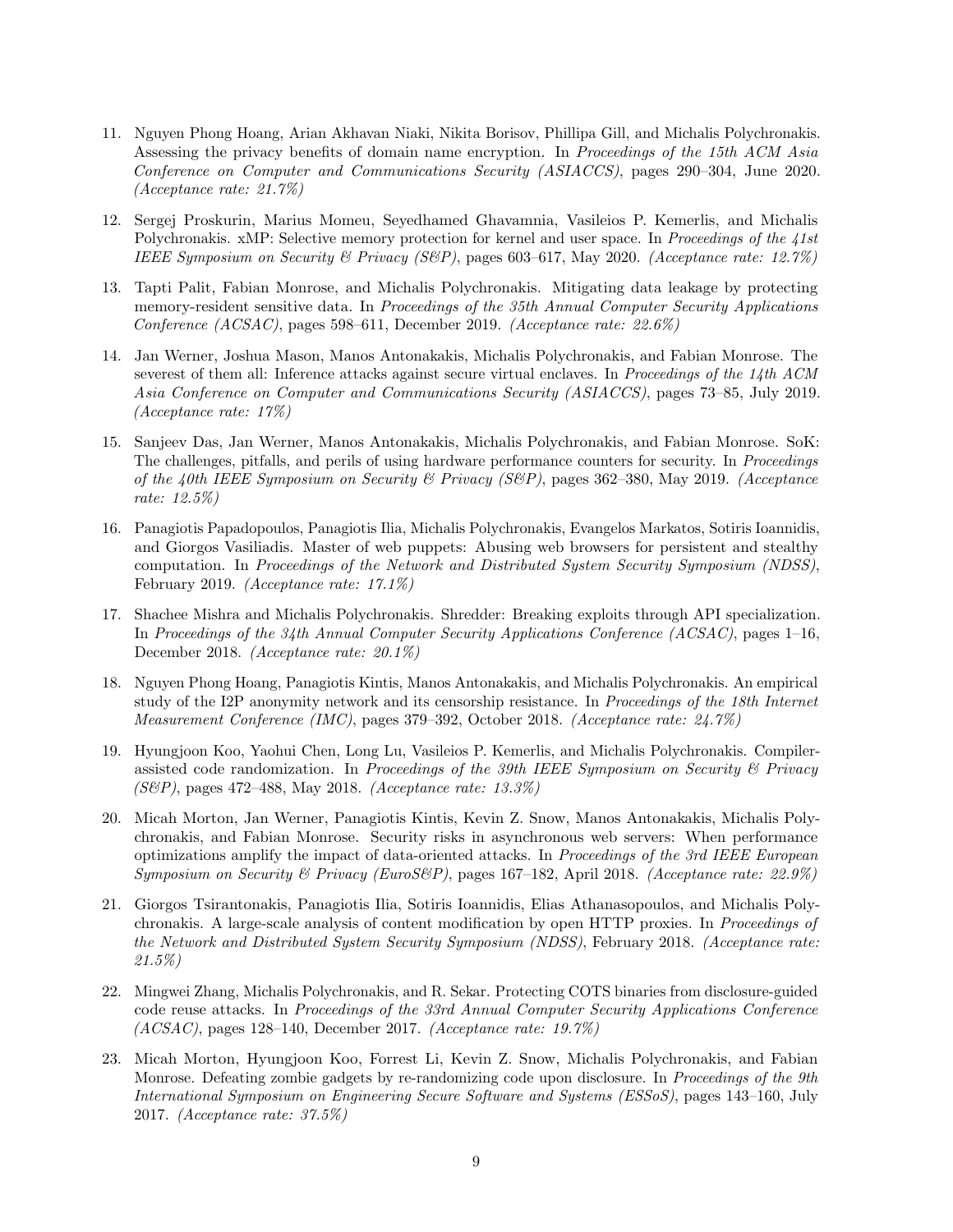11. Nguyen Phong Hoang, Arian Akhavan Niaki, Nikita Borisov, Phillipa Gill, and Michalis Polychronakis. Assessing the privacy benefits of domain name encryption. In *Proceedings of the 15th ACM Asia Conference on Computer and Communications Security (ASIACCS)*, pages 290–304, June 2020. *(Acceptance rate: 21.7%)*

12. Sergej Proskurin, Marius Momeu, Seyedhamed Ghavamnia, Vasileios P. Kemerlis, and Michalis Polychronakis. xMP: Selective memory protection for kernel and user space. In *Proceedings of the 41st IEEE Symposium on Security & Privacy (S&P)*, pages 603–617, May 2020. *(Acceptance rate: 12.7%)*

13. Tapti Palit, Fabian Monrose, and Michalis Polychronakis. Mitigating data leakage by protecting memory-resident sensitive data. In *Proceedings of the 35th Annual Computer Security Applications Conference (ACSAC)*, pages 598–611, December 2019. *(Acceptance rate: 22.6%)*

14. Jan Werner, Joshua Mason, Manos Antonakakis, Michalis Polychronakis, and Fabian Monrose. The severest of them all: Inference attacks against secure virtual enclaves. In *Proceedings of the 14th ACM Asia Conference on Computer and Communications Security (ASIACCS)*, pages 73–85, July 2019. *(Acceptance rate: 17%)*

15. Sanjeev Das, Jan Werner, Manos Antonakakis, Michalis Polychronakis, and Fabian Monrose. SoK: The challenges, pitfalls, and perils of using hardware performance counters for security. In *Proceedings of the 40th IEEE Symposium on Security & Privacy (S&P)*, pages 362–380, May 2019. *(Acceptance rate: 12.5%)*

16. Panagiotis Papadopoulos, Panagiotis Ilia, Michalis Polychronakis, Evangelos Markatos, Sotiris Ioannidis, and Giorgos Vasiliadis. Master of web puppets: Abusing web browsers for persistent and stealthy computation. In *Proceedings of the Network and Distributed System Security Symposium (NDSS)*, February 2019. *(Acceptance rate: 17.1%)*

17. Shachee Mishra and Michalis Polychronakis. Shredder: Breaking exploits through API specialization. In *Proceedings of the 34th Annual Computer Security Applications Conference (ACSAC)*, pages 1–16, December 2018. *(Acceptance rate: 20.1%)*

18. Nguyen Phong Hoang, Panagiotis Kintis, Manos Antonakakis, and Michalis Polychronakis. An empirical study of the I2P anonymity network and its censorship resistance. In *Proceedings of the 18th Internet Measurement Conference (IMC)*, pages 379–392, October 2018. *(Acceptance rate: 24.7%)*

19. Hyungjoon Koo, Yaohui Chen, Long Lu, Vasileios P. Kemerlis, and Michalis Polychronakis. Compiler-assisted code randomization. In *Proceedings of the 39th IEEE Symposium on Security & Privacy (S&P)*, pages 472–488, May 2018. *(Acceptance rate: 13.3%)*

20. Micah Morton, Jan Werner, Panagiotis Kintis, Kevin Z. Snow, Manos Antonakakis, Michalis Polychronakis, and Fabian Monrose. Security risks in asynchronous web servers: When performance optimizations amplify the impact of data-oriented attacks. In *Proceedings of the 3rd IEEE European Symposium on Security & Privacy (EuroS&P)*, pages 167–182, April 2018. *(Acceptance rate: 22.9%)*

21. Giorgos Tsirantonakis, Panagiotis Ilia, Sotiris Ioannidis, Elias Athanasopoulos, and Michalis Polychronakis. A large-scale analysis of content modification by open HTTP proxies. In *Proceedings of the Network and Distributed System Security Symposium (NDSS)*, February 2018. *(Acceptance rate: 21.5%)*

22. Mingwei Zhang, Michalis Polychronakis, and R. Sekar. Protecting COTS binaries from disclosure-guided code reuse attacks. In *Proceedings of the 33rd Annual Computer Security Applications Conference (ACSAC)*, pages 128–140, December 2017. *(Acceptance rate: 19.7%)*

23. Micah Morton, Hyungjoon Koo, Forrest Li, Kevin Z. Snow, Michalis Polychronakis, and Fabian Monrose. Defeating zombie gadgets by re-randomizing code upon disclosure. In *Proceedings of the 9th International Symposium on Engineering Secure Software and Systems (ESSoS)*, pages 143–160, July 2017. *(Acceptance rate: 37.5%)*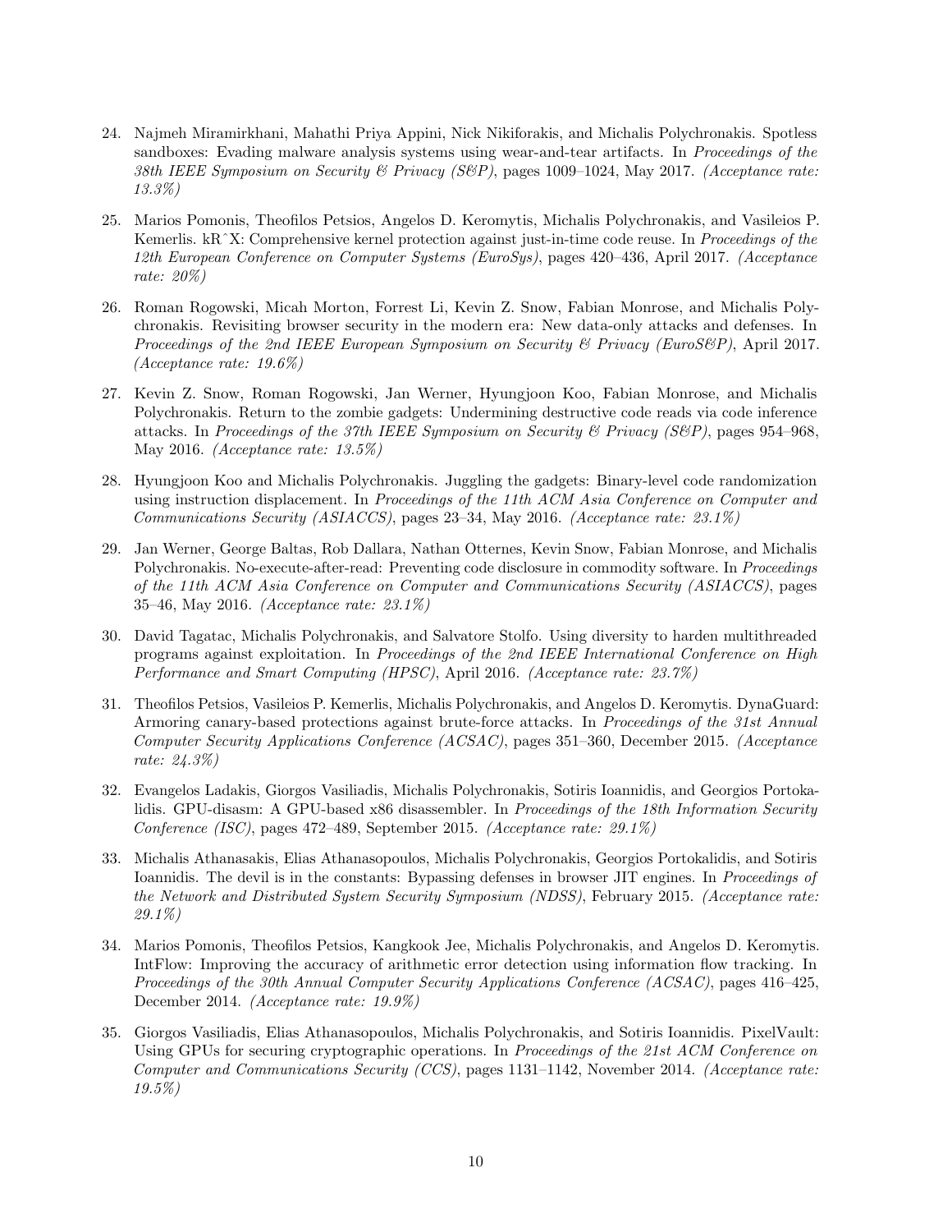24. Najmeh Miramirkhani, Mahathi Priya Appini, Nick Nikiforakis, and Michalis Polychronakis. Spotless sandboxes: Evading malware analysis systems using wear-and-tear artifacts. In *Proceedings of the 38th IEEE Symposium on Security & Privacy (S&P)*, pages 1009–1024, May 2017. *(Acceptance rate: 13.3%)*

25. Marios Pomonis, Theofilos Petsios, Angelos D. Keromytis, Michalis Polychronakis, and Vasileios P. Kemerlis. kRˆX: Comprehensive kernel protection against just-in-time code reuse. In *Proceedings of the 12th European Conference on Computer Systems (EuroSys)*, pages 420–436, April 2017. *(Acceptance rate: 20%)*

26. Roman Rogowski, Micah Morton, Forrest Li, Kevin Z. Snow, Fabian Monrose, and Michalis Polychronakis. Revisiting browser security in the modern era: New data-only attacks and defenses. In *Proceedings of the 2nd IEEE European Symposium on Security & Privacy (EuroS&P)*, April 2017. *(Acceptance rate: 19.6%)*

27. Kevin Z. Snow, Roman Rogowski, Jan Werner, Hyungjoon Koo, Fabian Monrose, and Michalis Polychronakis. Return to the zombie gadgets: Undermining destructive code reads via code inference attacks. In *Proceedings of the 37th IEEE Symposium on Security & Privacy (S&P)*, pages 954–968, May 2016. *(Acceptance rate: 13.5%)*

28. Hyungjoon Koo and Michalis Polychronakis. Juggling the gadgets: Binary-level code randomization using instruction displacement. In *Proceedings of the 11th ACM Asia Conference on Computer and Communications Security (ASIACCS)*, pages 23–34, May 2016. *(Acceptance rate: 23.1%)*

29. Jan Werner, George Baltas, Rob Dallara, Nathan Otternes, Kevin Snow, Fabian Monrose, and Michalis Polychronakis. No-execute-after-read: Preventing code disclosure in commodity software. In *Proceedings of the 11th ACM Asia Conference on Computer and Communications Security (ASIACCS)*, pages 35–46, May 2016. *(Acceptance rate: 23.1%)*

30. David Tagatac, Michalis Polychronakis, and Salvatore Stolfo. Using diversity to harden multithreaded programs against exploitation. In *Proceedings of the 2nd IEEE International Conference on High Performance and Smart Computing (HPSC)*, April 2016. *(Acceptance rate: 23.7%)*

31. Theofilos Petsios, Vasileios P. Kemerlis, Michalis Polychronakis, and Angelos D. Keromytis. DynaGuard: Armoring canary-based protections against brute-force attacks. In *Proceedings of the 31st Annual Computer Security Applications Conference (ACSAC)*, pages 351–360, December 2015. *(Acceptance rate: 24.3%)*

32. Evangelos Ladakis, Giorgos Vasiliadis, Michalis Polychronakis, Sotiris Ioannidis, and Georgios Portokalidis. GPU-disasm: A GPU-based x86 disassembler. In *Proceedings of the 18th Information Security Conference (ISC)*, pages 472–489, September 2015. *(Acceptance rate: 29.1%)*

33. Michalis Athanasakis, Elias Athanasopoulos, Michalis Polychronakis, Georgios Portokalidis, and Sotiris Ioannidis. The devil is in the constants: Bypassing defenses in browser JIT engines. In *Proceedings of the Network and Distributed System Security Symposium (NDSS)*, February 2015. *(Acceptance rate: 29.1%)*

34. Marios Pomonis, Theofilos Petsios, Kangkook Jee, Michalis Polychronakis, and Angelos D. Keromytis. IntFlow: Improving the accuracy of arithmetic error detection using information flow tracking. In *Proceedings of the 30th Annual Computer Security Applications Conference (ACSAC)*, pages 416–425, December 2014. *(Acceptance rate: 19.9%)*

35. Giorgos Vasiliadis, Elias Athanasopoulos, Michalis Polychronakis, and Sotiris Ioannidis. PixelVault: Using GPUs for securing cryptographic operations. In *Proceedings of the 21st ACM Conference on Computer and Communications Security (CCS)*, pages 1131–1142, November 2014. *(Acceptance rate: 19.5%)*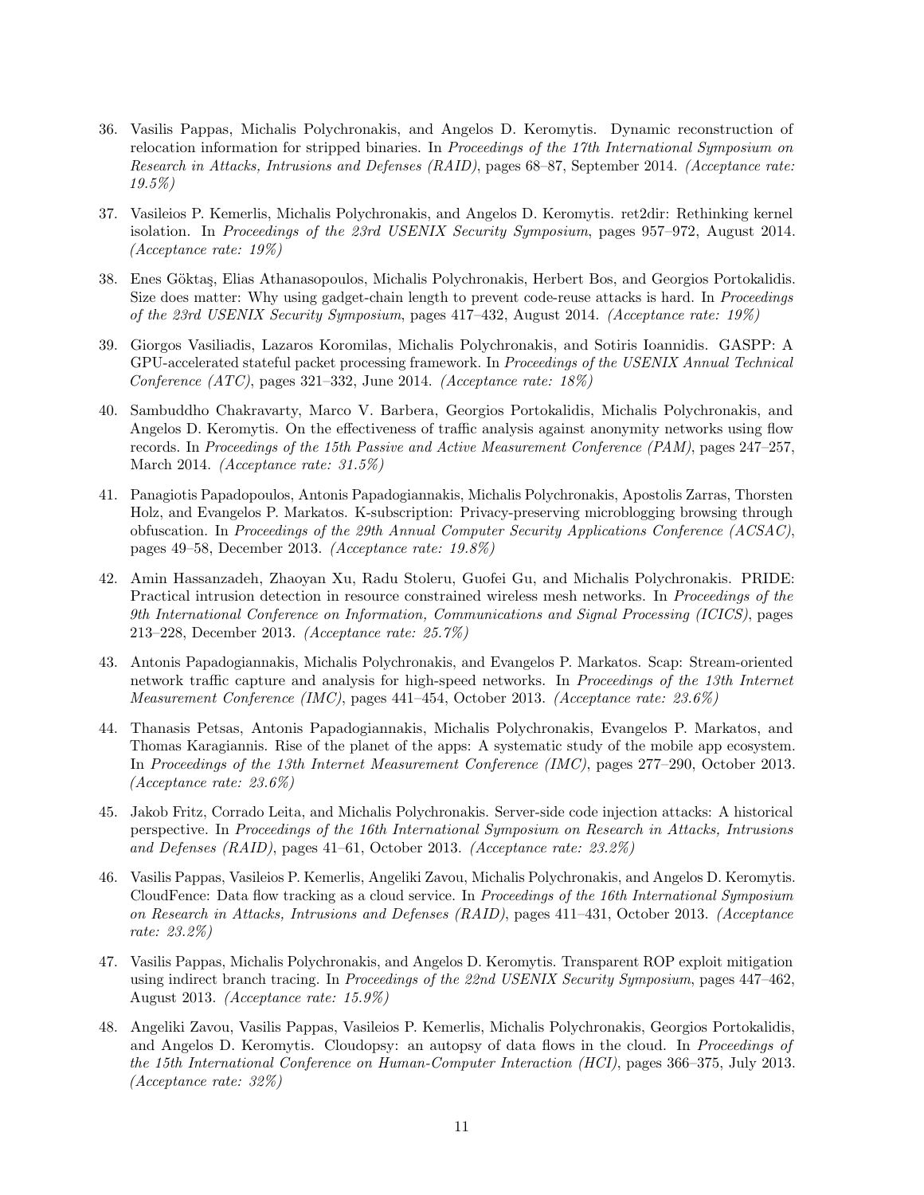36. Vasilis Pappas, Michalis Polychronakis, and Angelos D. Keromytis. Dynamic reconstruction of relocation information for stripped binaries. In *Proceedings of the 17th International Symposium on Research in Attacks, Intrusions and Defenses (RAID)*, pages 68–87, September 2014. *(Acceptance rate: 19.5%)*

37. Vasileios P. Kemerlis, Michalis Polychronakis, and Angelos D. Keromytis. ret2dir: Rethinking kernel isolation. In *Proceedings of the 23rd USENIX Security Symposium*, pages 957–972, August 2014. *(Acceptance rate: 19%)*

38. Enes Göktaş, Elias Athanasopoulos, Michalis Polychronakis, Herbert Bos, and Georgios Portokalidis. Size does matter: Why using gadget-chain length to prevent code-reuse attacks is hard. In *Proceedings of the 23rd USENIX Security Symposium*, pages 417–432, August 2014. *(Acceptance rate: 19%)*

39. Giorgos Vasiliadis, Lazaros Koromilas, Michalis Polychronakis, and Sotiris Ioannidis. GASPP: A GPU-accelerated stateful packet processing framework. In *Proceedings of the USENIX Annual Technical Conference (ATC)*, pages 321–332, June 2014. *(Acceptance rate: 18%)*

40. Sambuddho Chakravarty, Marco V. Barbera, Georgios Portokalidis, Michalis Polychronakis, and Angelos D. Keromytis. On the effectiveness of traffic analysis against anonymity networks using flow records. In *Proceedings of the 15th Passive and Active Measurement Conference (PAM)*, pages 247–257, March 2014. *(Acceptance rate: 31.5%)*

41. Panagiotis Papadopoulos, Antonis Papadogiannakis, Michalis Polychronakis, Apostolis Zarras, Thorsten Holz, and Evangelos P. Markatos. K-subscription: Privacy-preserving microblogging browsing through obfuscation. In *Proceedings of the 29th Annual Computer Security Applications Conference (ACSAC)*, pages 49–58, December 2013. *(Acceptance rate: 19.8%)*

42. Amin Hassanzadeh, Zhaoyan Xu, Radu Stoleru, Guofei Gu, and Michalis Polychronakis. PRIDE: Practical intrusion detection in resource constrained wireless mesh networks. In *Proceedings of the 9th International Conference on Information, Communications and Signal Processing (ICICS)*, pages 213–228, December 2013. *(Acceptance rate: 25.7%)*

43. Antonis Papadogiannakis, Michalis Polychronakis, and Evangelos P. Markatos. Scap: Stream-oriented network traffic capture and analysis for high-speed networks. In *Proceedings of the 13th Internet Measurement Conference (IMC)*, pages 441–454, October 2013. *(Acceptance rate: 23.6%)*

44. Thanasis Petsas, Antonis Papadogiannakis, Michalis Polychronakis, Evangelos P. Markatos, and Thomas Karagiannis. Rise of the planet of the apps: A systematic study of the mobile app ecosystem. In *Proceedings of the 13th Internet Measurement Conference (IMC)*, pages 277–290, October 2013. *(Acceptance rate: 23.6%)*

45. Jakob Fritz, Corrado Leita, and Michalis Polychronakis. Server-side code injection attacks: A historical perspective. In *Proceedings of the 16th International Symposium on Research in Attacks, Intrusions and Defenses (RAID)*, pages 41–61, October 2013. *(Acceptance rate: 23.2%)*

46. Vasilis Pappas, Vasileios P. Kemerlis, Angeliki Zavou, Michalis Polychronakis, and Angelos D. Keromytis. CloudFence: Data flow tracking as a cloud service. In *Proceedings of the 16th International Symposium on Research in Attacks, Intrusions and Defenses (RAID)*, pages 411–431, October 2013. *(Acceptance rate: 23.2%)*

47. Vasilis Pappas, Michalis Polychronakis, and Angelos D. Keromytis. Transparent ROP exploit mitigation using indirect branch tracing. In *Proceedings of the 22nd USENIX Security Symposium*, pages 447–462, August 2013. *(Acceptance rate: 15.9%)*

48. Angeliki Zavou, Vasilis Pappas, Vasileios P. Kemerlis, Michalis Polychronakis, Georgios Portokalidis, and Angelos D. Keromytis. Cloudopsy: an autopsy of data flows in the cloud. In *Proceedings of the 15th International Conference on Human-Computer Interaction (HCI)*, pages 366–375, July 2013. *(Acceptance rate: 32%)*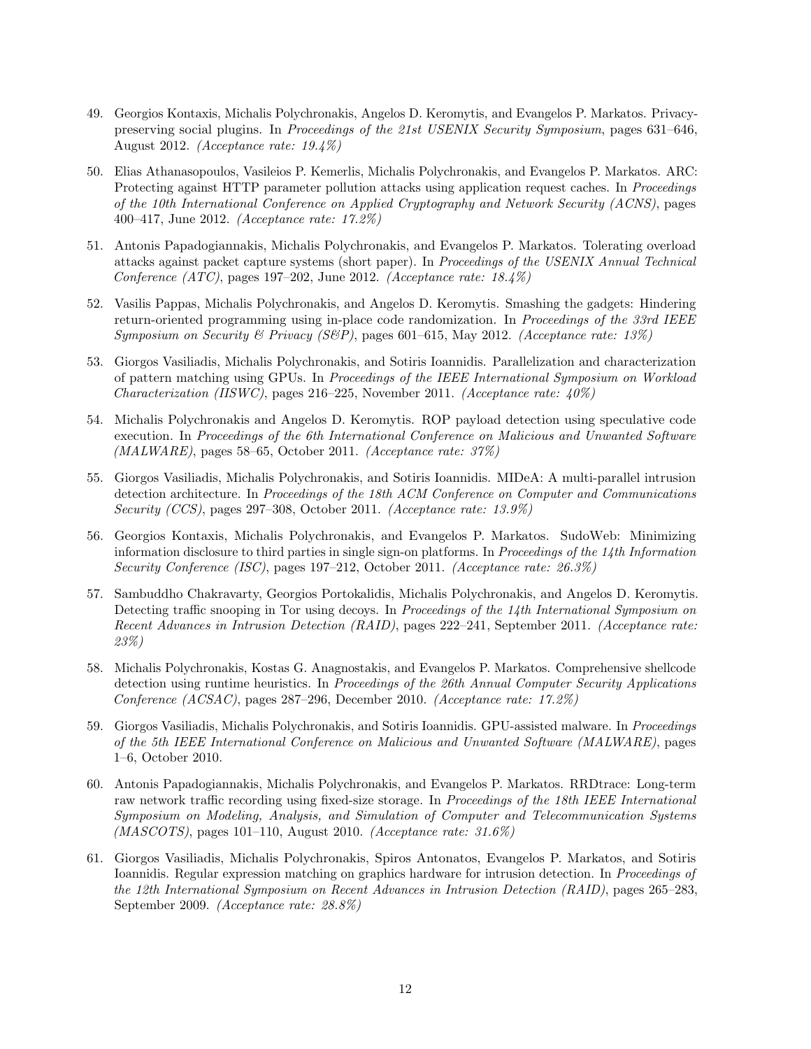49. Georgios Kontaxis, Michalis Polychronakis, Angelos D. Keromytis, and Evangelos P. Markatos. Privacy-preserving social plugins. In *Proceedings of the 21st USENIX Security Symposium*, pages 631–646, August 2012. *(Acceptance rate: 19.4%)*

50. Elias Athanasopoulos, Vasileios P. Kemerlis, Michalis Polychronakis, and Evangelos P. Markatos. ARC: Protecting against HTTP parameter pollution attacks using application request caches. In *Proceedings of the 10th International Conference on Applied Cryptography and Network Security (ACNS)*, pages 400–417, June 2012. *(Acceptance rate: 17.2%)*

51. Antonis Papadogiannakis, Michalis Polychronakis, and Evangelos P. Markatos. Tolerating overload attacks against packet capture systems (short paper). In *Proceedings of the USENIX Annual Technical Conference (ATC)*, pages 197–202, June 2012. *(Acceptance rate: 18.4%)*

52. Vasilis Pappas, Michalis Polychronakis, and Angelos D. Keromytis. Smashing the gadgets: Hindering return-oriented programming using in-place code randomization. In *Proceedings of the 33rd IEEE Symposium on Security & Privacy (S&P)*, pages 601–615, May 2012. *(Acceptance rate: 13%)*

53. Giorgos Vasiliadis, Michalis Polychronakis, and Sotiris Ioannidis. Parallelization and characterization of pattern matching using GPUs. In *Proceedings of the IEEE International Symposium on Workload Characterization (IISWC)*, pages 216–225, November 2011. *(Acceptance rate: 40%)*

54. Michalis Polychronakis and Angelos D. Keromytis. ROP payload detection using speculative code execution. In *Proceedings of the 6th International Conference on Malicious and Unwanted Software (MALWARE)*, pages 58–65, October 2011. *(Acceptance rate: 37%)*

55. Giorgos Vasiliadis, Michalis Polychronakis, and Sotiris Ioannidis. MIDeA: A multi-parallel intrusion detection architecture. In *Proceedings of the 18th ACM Conference on Computer and Communications Security (CCS)*, pages 297–308, October 2011. *(Acceptance rate: 13.9%)*

56. Georgios Kontaxis, Michalis Polychronakis, and Evangelos P. Markatos. SudoWeb: Minimizing information disclosure to third parties in single sign-on platforms. In *Proceedings of the 14th Information Security Conference (ISC)*, pages 197–212, October 2011. *(Acceptance rate: 26.3%)*

57. Sambuddho Chakravarty, Georgios Portokalidis, Michalis Polychronakis, and Angelos D. Keromytis. Detecting traffic snooping in Tor using decoys. In *Proceedings of the 14th International Symposium on Recent Advances in Intrusion Detection (RAID)*, pages 222–241, September 2011. *(Acceptance rate: 23%)*

58. Michalis Polychronakis, Kostas G. Anagnostakis, and Evangelos P. Markatos. Comprehensive shellcode detection using runtime heuristics. In *Proceedings of the 26th Annual Computer Security Applications Conference (ACSAC)*, pages 287–296, December 2010. *(Acceptance rate: 17.2%)*

59. Giorgos Vasiliadis, Michalis Polychronakis, and Sotiris Ioannidis. GPU-assisted malware. In *Proceedings of the 5th IEEE International Conference on Malicious and Unwanted Software (MALWARE)*, pages 1–6, October 2010.

60. Antonis Papadogiannakis, Michalis Polychronakis, and Evangelos P. Markatos. RRDtrace: Long-term raw network traffic recording using fixed-size storage. In *Proceedings of the 18th IEEE International Symposium on Modeling, Analysis, and Simulation of Computer and Telecommunication Systems (MASCOTS)*, pages 101–110, August 2010. *(Acceptance rate: 31.6%)*

61. Giorgos Vasiliadis, Michalis Polychronakis, Spiros Antonatos, Evangelos P. Markatos, and Sotiris Ioannidis. Regular expression matching on graphics hardware for intrusion detection. In *Proceedings of the 12th International Symposium on Recent Advances in Intrusion Detection (RAID)*, pages 265–283, September 2009. *(Acceptance rate: 28.8%)*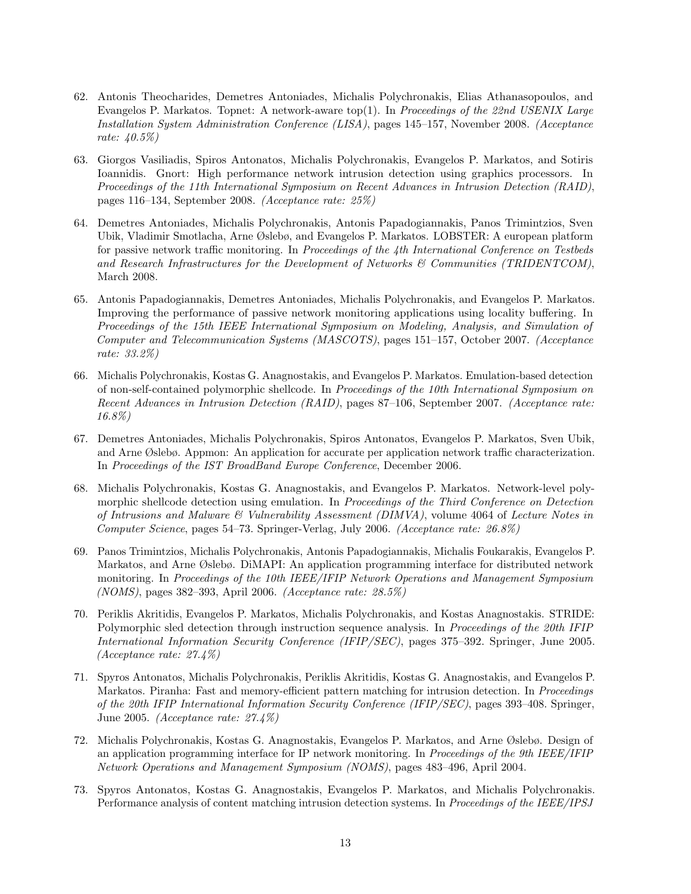62. Antonis Theocharides, Demetres Antoniades, Michalis Polychronakis, Elias Athanasopoulos, and Evangelos P. Markatos. Topnet: A network-aware top(1). In *Proceedings of the 22nd USENIX Large Installation System Administration Conference (LISA)*, pages 145–157, November 2008. *(Acceptance rate: 40.5%)*

63. Giorgos Vasiliadis, Spiros Antonatos, Michalis Polychronakis, Evangelos P. Markatos, and Sotiris Ioannidis. Gnort: High performance network intrusion detection using graphics processors. In *Proceedings of the 11th International Symposium on Recent Advances in Intrusion Detection (RAID)*, pages 116–134, September 2008. *(Acceptance rate: 25%)*

64. Demetres Antoniades, Michalis Polychronakis, Antonis Papadogiannakis, Panos Trimintzios, Sven Ubik, Vladimir Smotlacha, Arne Øslebø, and Evangelos P. Markatos. LOBSTER: A european platform for passive network traffic monitoring. In *Proceedings of the 4th International Conference on Testbeds and Research Infrastructures for the Development of Networks & Communities (TRIDENTCOM)*, March 2008.

65. Antonis Papadogiannakis, Demetres Antoniades, Michalis Polychronakis, and Evangelos P. Markatos. Improving the performance of passive network monitoring applications using locality buffering. In *Proceedings of the 15th IEEE International Symposium on Modeling, Analysis, and Simulation of Computer and Telecommunication Systems (MASCOTS)*, pages 151–157, October 2007. *(Acceptance rate: 33.2%)*

66. Michalis Polychronakis, Kostas G. Anagnostakis, and Evangelos P. Markatos. Emulation-based detection of non-self-contained polymorphic shellcode. In *Proceedings of the 10th International Symposium on Recent Advances in Intrusion Detection (RAID)*, pages 87–106, September 2007. *(Acceptance rate: 16.8%)*

67. Demetres Antoniades, Michalis Polychronakis, Spiros Antonatos, Evangelos P. Markatos, Sven Ubik, and Arne Øslebø. Appmon: An application for accurate per application network traffic characterization. In *Proceedings of the IST BroadBand Europe Conference*, December 2006.

68. Michalis Polychronakis, Kostas G. Anagnostakis, and Evangelos P. Markatos. Network-level polymorphic shellcode detection using emulation. In *Proceedings of the Third Conference on Detection of Intrusions and Malware & Vulnerability Assessment (DIMVA)*, volume 4064 of *Lecture Notes in Computer Science*, pages 54–73. Springer-Verlag, July 2006. *(Acceptance rate: 26.8%)*

69. Panos Trimintzios, Michalis Polychronakis, Antonis Papadogiannakis, Michalis Foukarakis, Evangelos P. Markatos, and Arne Øslebø. DiMAPI: An application programming interface for distributed network monitoring. In *Proceedings of the 10th IEEE/IFIP Network Operations and Management Symposium (NOMS)*, pages 382–393, April 2006. *(Acceptance rate: 28.5%)*

70. Periklis Akritidis, Evangelos P. Markatos, Michalis Polychronakis, and Kostas Anagnostakis. STRIDE: Polymorphic sled detection through instruction sequence analysis. In *Proceedings of the 20th IFIP International Information Security Conference (IFIP/SEC)*, pages 375–392. Springer, June 2005. *(Acceptance rate: 27.4%)*

71. Spyros Antonatos, Michalis Polychronakis, Periklis Akritidis, Kostas G. Anagnostakis, and Evangelos P. Markatos. Piranha: Fast and memory-efficient pattern matching for intrusion detection. In *Proceedings of the 20th IFIP International Information Security Conference (IFIP/SEC)*, pages 393–408. Springer, June 2005. *(Acceptance rate: 27.4%)*

72. Michalis Polychronakis, Kostas G. Anagnostakis, Evangelos P. Markatos, and Arne Øslebø. Design of an application programming interface for IP network monitoring. In *Proceedings of the 9th IEEE/IFIP Network Operations and Management Symposium (NOMS)*, pages 483–496, April 2004.

73. Spyros Antonatos, Kostas G. Anagnostakis, Evangelos P. Markatos, and Michalis Polychronakis. Performance analysis of content matching intrusion detection systems. In *Proceedings of the IEEE/IPSJ*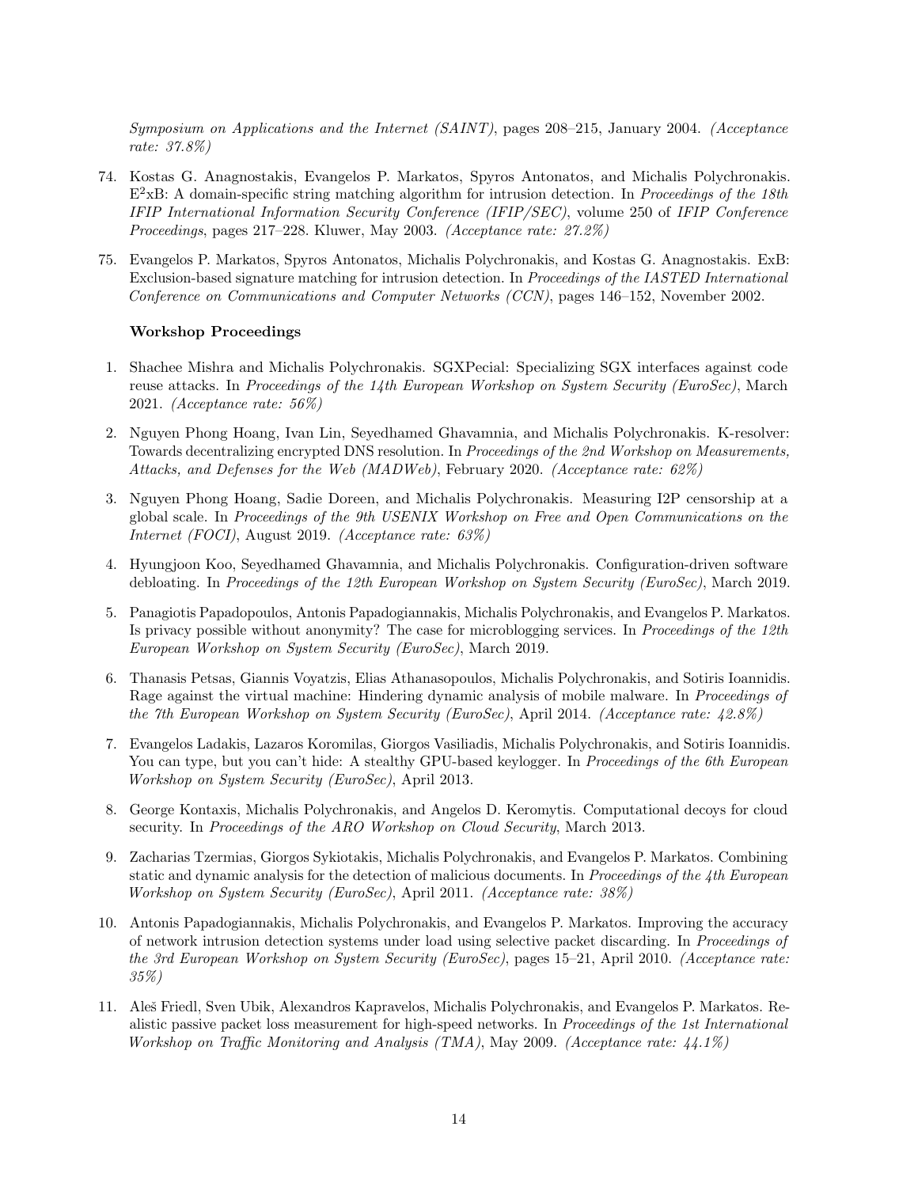*Symposium on Applications and the Internet (SAINT)*, pages 208–215, January 2004. *(Acceptance rate: 37.8%)*

74. Kostas G. Anagnostakis, Evangelos P. Markatos, Spyros Antonatos, and Michalis Polychronakis. E$^2$xB: A domain-specific string matching algorithm for intrusion detection. In *Proceedings of the 18th IFIP International Information Security Conference (IFIP/SEC)*, volume 250 of *IFIP Conference Proceedings*, pages 217–228. Kluwer, May 2003. *(Acceptance rate: 27.2%)*

75. Evangelos P. Markatos, Spyros Antonatos, Michalis Polychronakis, and Kostas G. Anagnostakis. ExB: Exclusion-based signature matching for intrusion detection. In *Proceedings of the IASTED International Conference on Communications and Computer Networks (CCN)*, pages 146–152, November 2002.

**Workshop Proceedings**

1. Shachee Mishra and Michalis Polychronakis. SGXPecial: Specializing SGX interfaces against code reuse attacks. In *Proceedings of the 14th European Workshop on System Security (EuroSec)*, March 2021. *(Acceptance rate: 56%)*

2. Nguyen Phong Hoang, Ivan Lin, Seyedhamed Ghavamnia, and Michalis Polychronakis. K-resolver: Towards decentralizing encrypted DNS resolution. In *Proceedings of the 2nd Workshop on Measurements, Attacks, and Defenses for the Web (MADWeb)*, February 2020. *(Acceptance rate: 62%)*

3. Nguyen Phong Hoang, Sadie Doreen, and Michalis Polychronakis. Measuring I2P censorship at a global scale. In *Proceedings of the 9th USENIX Workshop on Free and Open Communications on the Internet (FOCI)*, August 2019. *(Acceptance rate: 63%)*

4. Hyungjoon Koo, Seyedhamed Ghavamnia, and Michalis Polychronakis. Configuration-driven software debloating. In *Proceedings of the 12th European Workshop on System Security (EuroSec)*, March 2019.

5. Panagiotis Papadopoulos, Antonis Papadogiannakis, Michalis Polychronakis, and Evangelos P. Markatos. Is privacy possible without anonymity? The case for microblogging services. In *Proceedings of the 12th European Workshop on System Security (EuroSec)*, March 2019.

6. Thanasis Petsas, Giannis Voyatzis, Elias Athanasopoulos, Michalis Polychronakis, and Sotiris Ioannidis. Rage against the virtual machine: Hindering dynamic analysis of mobile malware. In *Proceedings of the 7th European Workshop on System Security (EuroSec)*, April 2014. *(Acceptance rate: 42.8%)*

7. Evangelos Ladakis, Lazaros Koromilas, Giorgos Vasiliadis, Michalis Polychronakis, and Sotiris Ioannidis. You can type, but you can't hide: A stealthy GPU-based keylogger. In *Proceedings of the 6th European Workshop on System Security (EuroSec)*, April 2013.

8. George Kontaxis, Michalis Polychronakis, and Angelos D. Keromytis. Computational decoys for cloud security. In *Proceedings of the ARO Workshop on Cloud Security*, March 2013.

9. Zacharias Tzermias, Giorgos Sykiotakis, Michalis Polychronakis, and Evangelos P. Markatos. Combining static and dynamic analysis for the detection of malicious documents. In *Proceedings of the 4th European Workshop on System Security (EuroSec)*, April 2011. *(Acceptance rate: 38%)*

10. Antonis Papadogiannakis, Michalis Polychronakis, and Evangelos P. Markatos. Improving the accuracy of network intrusion detection systems under load using selective packet discarding. In *Proceedings of the 3rd European Workshop on System Security (EuroSec)*, pages 15–21, April 2010. *(Acceptance rate: 35%)*

11. Aleš Friedl, Sven Ubik, Alexandros Kapravelos, Michalis Polychronakis, and Evangelos P. Markatos. Realistic passive packet loss measurement for high-speed networks. In *Proceedings of the 1st International Workshop on Traffic Monitoring and Analysis (TMA)*, May 2009. *(Acceptance rate: 44.1%)*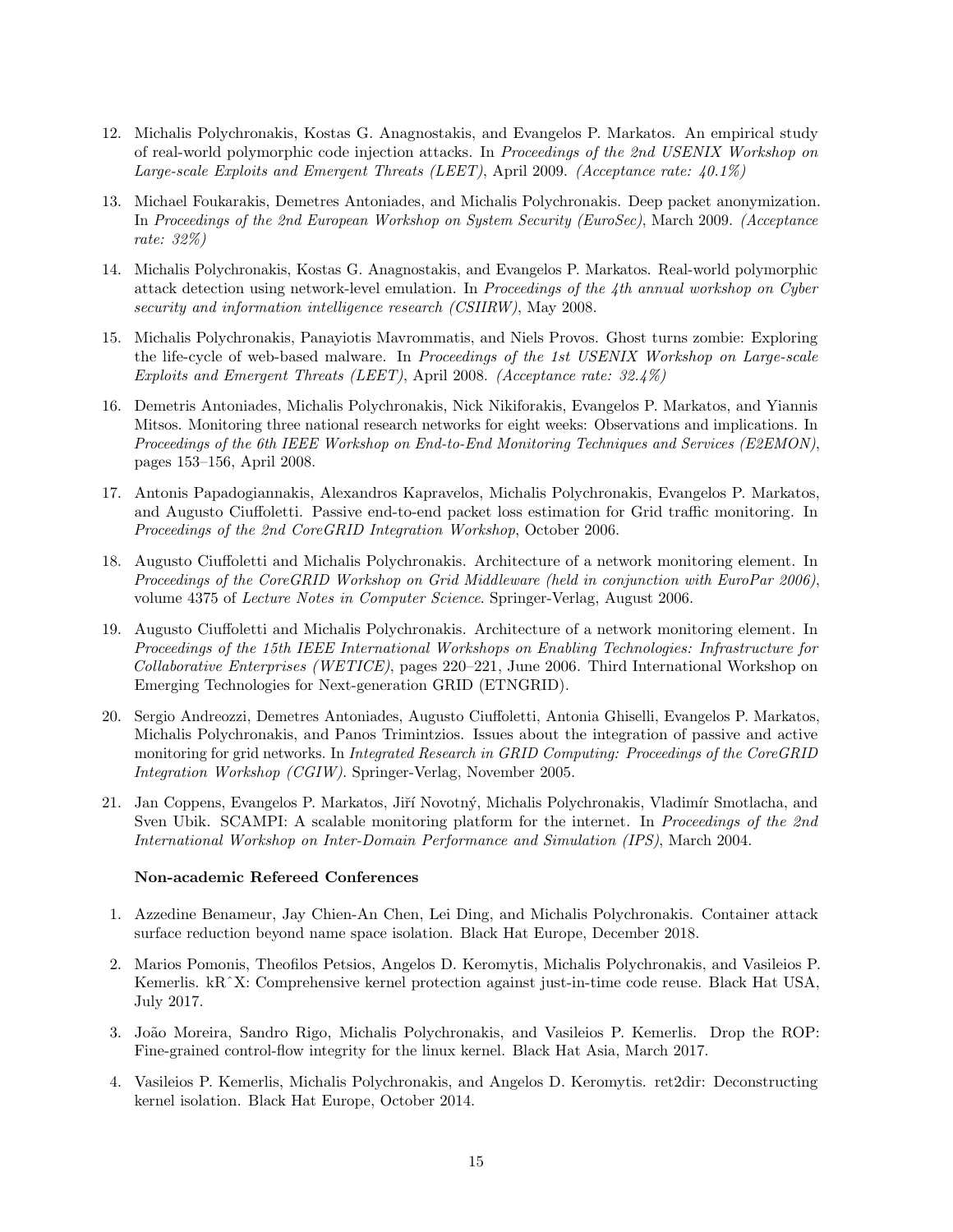12. Michalis Polychronakis, Kostas G. Anagnostakis, and Evangelos P. Markatos. An empirical study of real-world polymorphic code injection attacks. In *Proceedings of the 2nd USENIX Workshop on Large-scale Exploits and Emergent Threats (LEET)*, April 2009. *(Acceptance rate: 40.1%)*

13. Michael Foukarakis, Demetres Antoniades, and Michalis Polychronakis. Deep packet anonymization. In *Proceedings of the 2nd European Workshop on System Security (EuroSec)*, March 2009. *(Acceptance rate: 32%)*

14. Michalis Polychronakis, Kostas G. Anagnostakis, and Evangelos P. Markatos. Real-world polymorphic attack detection using network-level emulation. In *Proceedings of the 4th annual workshop on Cyber security and information intelligence research (CSIIRW)*, May 2008.

15. Michalis Polychronakis, Panayiotis Mavrommatis, and Niels Provos. Ghost turns zombie: Exploring the life-cycle of web-based malware. In *Proceedings of the 1st USENIX Workshop on Large-scale Exploits and Emergent Threats (LEET)*, April 2008. *(Acceptance rate: 32.4%)*

16. Demetris Antoniades, Michalis Polychronakis, Nick Nikiforakis, Evangelos P. Markatos, and Yiannis Mitsos. Monitoring three national research networks for eight weeks: Observations and implications. In *Proceedings of the 6th IEEE Workshop on End-to-End Monitoring Techniques and Services (E2EMON)*, pages 153–156, April 2008.

17. Antonis Papadogiannakis, Alexandros Kapravelos, Michalis Polychronakis, Evangelos P. Markatos, and Augusto Ciuffoletti. Passive end-to-end packet loss estimation for Grid traffic monitoring. In *Proceedings of the 2nd CoreGRID Integration Workshop*, October 2006.

18. Augusto Ciuffoletti and Michalis Polychronakis. Architecture of a network monitoring element. In *Proceedings of the CoreGRID Workshop on Grid Middleware (held in conjunction with EuroPar 2006)*, volume 4375 of *Lecture Notes in Computer Science*. Springer-Verlag, August 2006.

19. Augusto Ciuffoletti and Michalis Polychronakis. Architecture of a network monitoring element. In *Proceedings of the 15th IEEE International Workshops on Enabling Technologies: Infrastructure for Collaborative Enterprises (WETICE)*, pages 220–221, June 2006. Third International Workshop on Emerging Technologies for Next-generation GRID (ETNGRID).

20. Sergio Andreozzi, Demetres Antoniades, Augusto Ciuffoletti, Antonia Ghiselli, Evangelos P. Markatos, Michalis Polychronakis, and Panos Trimintzios. Issues about the integration of passive and active monitoring for grid networks. In *Integrated Research in GRID Computing: Proceedings of the CoreGRID Integration Workshop (CGIW)*. Springer-Verlag, November 2005.

21. Jan Coppens, Evangelos P. Markatos, Jiří Novotný, Michalis Polychronakis, Vladimír Smotlacha, and Sven Ubik. SCAMPI: A scalable monitoring platform for the internet. In *Proceedings of the 2nd International Workshop on Inter-Domain Performance and Simulation (IPS)*, March 2004.

#### Non-academic Refereed Conferences

1. Azzedine Benameur, Jay Chien-An Chen, Lei Ding, and Michalis Polychronakis. Container attack surface reduction beyond name space isolation. Black Hat Europe, December 2018.

2. Marios Pomonis, Theofilos Petsios, Angelos D. Keromytis, Michalis Polychronakis, and Vasileios P. Kemerlis. kRˆX: Comprehensive kernel protection against just-in-time code reuse. Black Hat USA, July 2017.

3. João Moreira, Sandro Rigo, Michalis Polychronakis, and Vasileios P. Kemerlis. Drop the ROP: Fine-grained control-flow integrity for the linux kernel. Black Hat Asia, March 2017.

4. Vasileios P. Kemerlis, Michalis Polychronakis, and Angelos D. Keromytis. ret2dir: Deconstructing kernel isolation. Black Hat Europe, October 2014.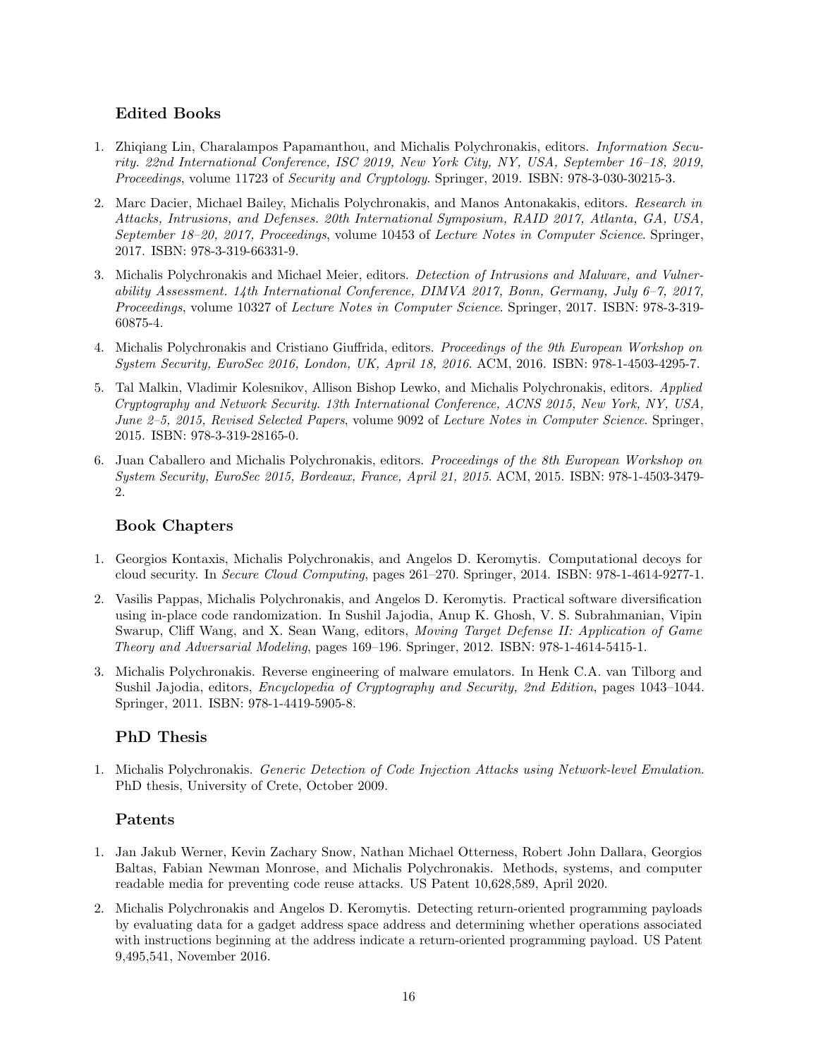## Edited Books

1. Zhiqiang Lin, Charalampos Papamanthou, and Michalis Polychronakis, editors. *Information Security. 22nd International Conference, ISC 2019, New York City, NY, USA, September 16–18, 2019, Proceedings*, volume 11723 of *Security and Cryptology*. Springer, 2019. ISBN: 978-3-030-30215-3.

2. Marc Dacier, Michael Bailey, Michalis Polychronakis, and Manos Antonakakis, editors. *Research in Attacks, Intrusions, and Defenses. 20th International Symposium, RAID 2017, Atlanta, GA, USA, September 18–20, 2017, Proceedings*, volume 10453 of *Lecture Notes in Computer Science*. Springer, 2017. ISBN: 978-3-319-66331-9.

3. Michalis Polychronakis and Michael Meier, editors. *Detection of Intrusions and Malware, and Vulnerability Assessment. 14th International Conference, DIMVA 2017, Bonn, Germany, July 6–7, 2017, Proceedings*, volume 10327 of *Lecture Notes in Computer Science*. Springer, 2017. ISBN: 978-3-319-60875-4.

4. Michalis Polychronakis and Cristiano Giuffrida, editors. *Proceedings of the 9th European Workshop on System Security, EuroSec 2016, London, UK, April 18, 2016*. ACM, 2016. ISBN: 978-1-4503-4295-7.

5. Tal Malkin, Vladimir Kolesnikov, Allison Bishop Lewko, and Michalis Polychronakis, editors. *Applied Cryptography and Network Security. 13th International Conference, ACNS 2015, New York, NY, USA, June 2–5, 2015, Revised Selected Papers*, volume 9092 of *Lecture Notes in Computer Science*. Springer, 2015. ISBN: 978-3-319-28165-0.

6. Juan Caballero and Michalis Polychronakis, editors. *Proceedings of the 8th European Workshop on System Security, EuroSec 2015, Bordeaux, France, April 21, 2015*. ACM, 2015. ISBN: 978-1-4503-3479-2.

## Book Chapters

1. Georgios Kontaxis, Michalis Polychronakis, and Angelos D. Keromytis. Computational decoys for cloud security. In *Secure Cloud Computing*, pages 261–270. Springer, 2014. ISBN: 978-1-4614-9277-1.

2. Vasilis Pappas, Michalis Polychronakis, and Angelos D. Keromytis. Practical software diversification using in-place code randomization. In Sushil Jajodia, Anup K. Ghosh, V. S. Subrahmanian, Vipin Swarup, Cliff Wang, and X. Sean Wang, editors, *Moving Target Defense II: Application of Game Theory and Adversarial Modeling*, pages 169–196. Springer, 2012. ISBN: 978-1-4614-5415-1.

3. Michalis Polychronakis. Reverse engineering of malware emulators. In Henk C.A. van Tilborg and Sushil Jajodia, editors, *Encyclopedia of Cryptography and Security, 2nd Edition*, pages 1043–1044. Springer, 2011. ISBN: 978-1-4419-5905-8.

## PhD Thesis

1. Michalis Polychronakis. *Generic Detection of Code Injection Attacks using Network-level Emulation*. PhD thesis, University of Crete, October 2009.

## Patents

1. Jan Jakub Werner, Kevin Zachary Snow, Nathan Michael Otterness, Robert John Dallara, Georgios Baltas, Fabian Newman Monrose, and Michalis Polychronakis. Methods, systems, and computer readable media for preventing code reuse attacks. US Patent 10,628,589, April 2020.

2. Michalis Polychronakis and Angelos D. Keromytis. Detecting return-oriented programming payloads by evaluating data for a gadget address space address and determining whether operations associated with instructions beginning at the address indicate a return-oriented programming payload. US Patent 9,495,541, November 2016.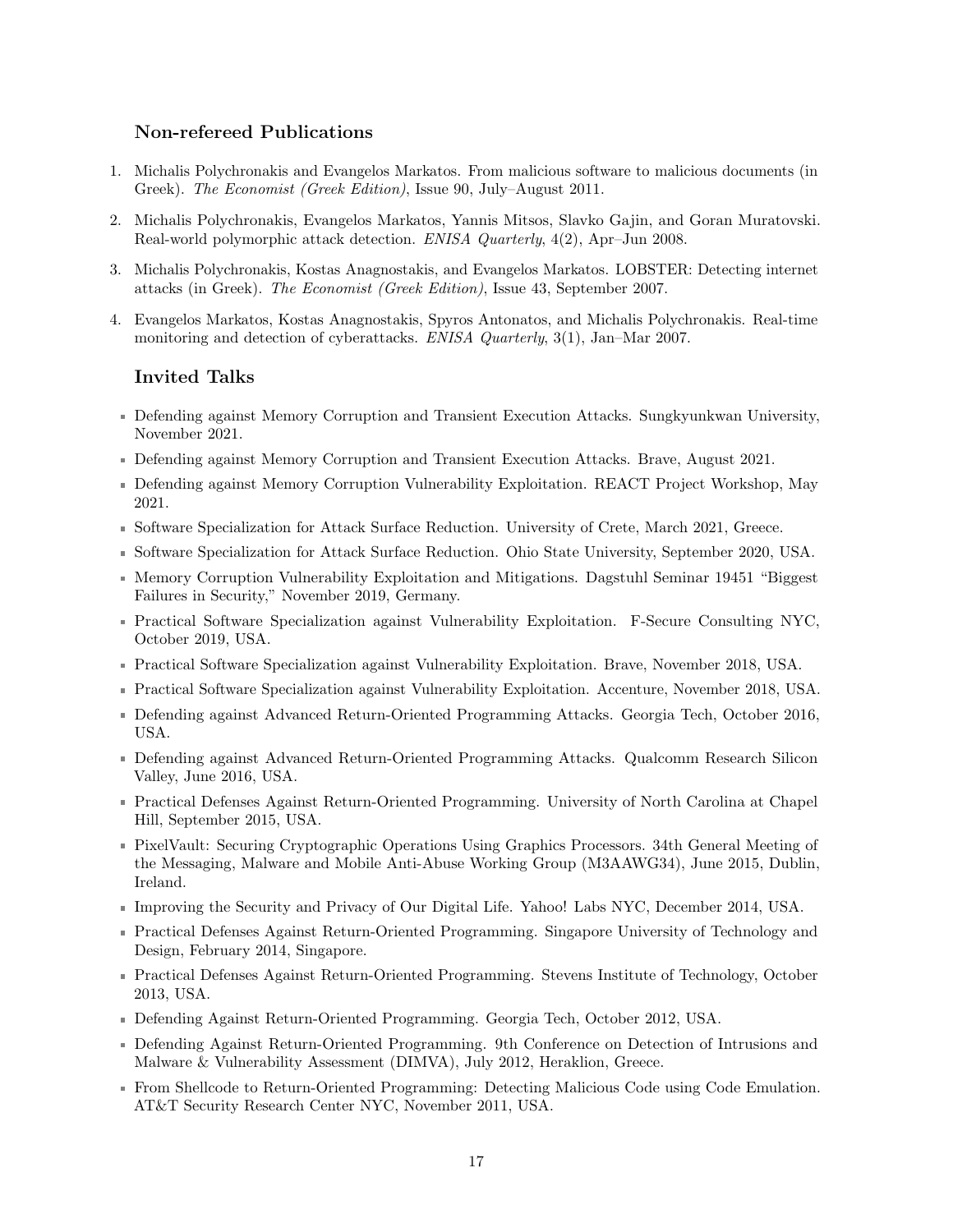### Non-refereed Publications

1. Michalis Polychronakis and Evangelos Markatos. From malicious software to malicious documents (in Greek). *The Economist (Greek Edition)*, Issue 90, July–August 2011.
2. Michalis Polychronakis, Evangelos Markatos, Yannis Mitsos, Slavko Gajin, and Goran Muratovski. Real-world polymorphic attack detection. *ENISA Quarterly*, 4(2), Apr–Jun 2008.
3. Michalis Polychronakis, Kostas Anagnostakis, and Evangelos Markatos. LOBSTER: Detecting internet attacks (in Greek). *The Economist (Greek Edition)*, Issue 43, September 2007.
4. Evangelos Markatos, Kostas Anagnostakis, Spyros Antonatos, and Michalis Polychronakis. Real-time monitoring and detection of cyberattacks. *ENISA Quarterly*, 3(1), Jan–Mar 2007.

### Invited Talks

- Defending against Memory Corruption and Transient Execution Attacks. Sungkyunkwan University, November 2021.
- Defending against Memory Corruption and Transient Execution Attacks. Brave, August 2021.
- Defending against Memory Corruption Vulnerability Exploitation. REACT Project Workshop, May 2021.
- Software Specialization for Attack Surface Reduction. University of Crete, March 2021, Greece.
- Software Specialization for Attack Surface Reduction. Ohio State University, September 2020, USA.
- Memory Corruption Vulnerability Exploitation and Mitigations. Dagstuhl Seminar 19451 "Biggest Failures in Security," November 2019, Germany.
- Practical Software Specialization against Vulnerability Exploitation. F-Secure Consulting NYC, October 2019, USA.
- Practical Software Specialization against Vulnerability Exploitation. Brave, November 2018, USA.
- Practical Software Specialization against Vulnerability Exploitation. Accenture, November 2018, USA.
- Defending against Advanced Return-Oriented Programming Attacks. Georgia Tech, October 2016, USA.
- Defending against Advanced Return-Oriented Programming Attacks. Qualcomm Research Silicon Valley, June 2016, USA.
- Practical Defenses Against Return-Oriented Programming. University of North Carolina at Chapel Hill, September 2015, USA.
- PixelVault: Securing Cryptographic Operations Using Graphics Processors. 34th General Meeting of the Messaging, Malware and Mobile Anti-Abuse Working Group (M3AAWG34), June 2015, Dublin, Ireland.
- Improving the Security and Privacy of Our Digital Life. Yahoo! Labs NYC, December 2014, USA.
- Practical Defenses Against Return-Oriented Programming. Singapore University of Technology and Design, February 2014, Singapore.
- Practical Defenses Against Return-Oriented Programming. Stevens Institute of Technology, October 2013, USA.
- Defending Against Return-Oriented Programming. Georgia Tech, October 2012, USA.
- Defending Against Return-Oriented Programming. 9th Conference on Detection of Intrusions and Malware & Vulnerability Assessment (DIMVA), July 2012, Heraklion, Greece.
- From Shellcode to Return-Oriented Programming: Detecting Malicious Code using Code Emulation. AT&T Security Research Center NYC, November 2011, USA.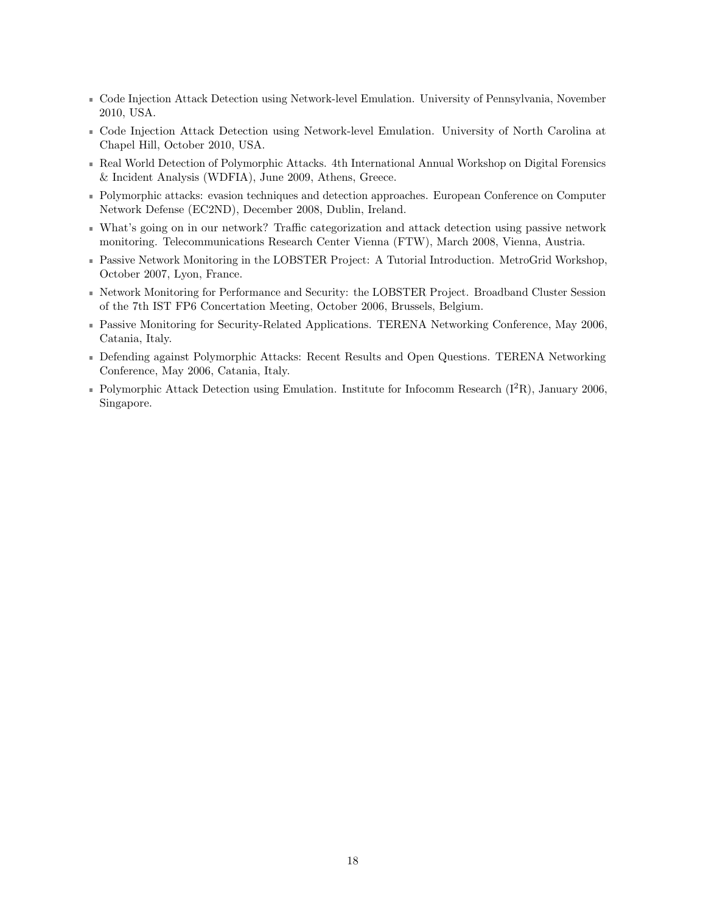- Code Injection Attack Detection using Network-level Emulation. University of Pennsylvania, November 2010, USA.
- Code Injection Attack Detection using Network-level Emulation. University of North Carolina at Chapel Hill, October 2010, USA.
- Real World Detection of Polymorphic Attacks. 4th International Annual Workshop on Digital Forensics & Incident Analysis (WDFIA), June 2009, Athens, Greece.
- Polymorphic attacks: evasion techniques and detection approaches. European Conference on Computer Network Defense (EC2ND), December 2008, Dublin, Ireland.
- What's going on in our network? Traffic categorization and attack detection using passive network monitoring. Telecommunications Research Center Vienna (FTW), March 2008, Vienna, Austria.
- Passive Network Monitoring in the LOBSTER Project: A Tutorial Introduction. MetroGrid Workshop, October 2007, Lyon, France.
- Network Monitoring for Performance and Security: the LOBSTER Project. Broadband Cluster Session of the 7th IST FP6 Concertation Meeting, October 2006, Brussels, Belgium.
- Passive Monitoring for Security-Related Applications. TERENA Networking Conference, May 2006, Catania, Italy.
- Defending against Polymorphic Attacks: Recent Results and Open Questions. TERENA Networking Conference, May 2006, Catania, Italy.
- Polymorphic Attack Detection using Emulation. Institute for Infocomm Research ($I^2R$), January 2006, Singapore.